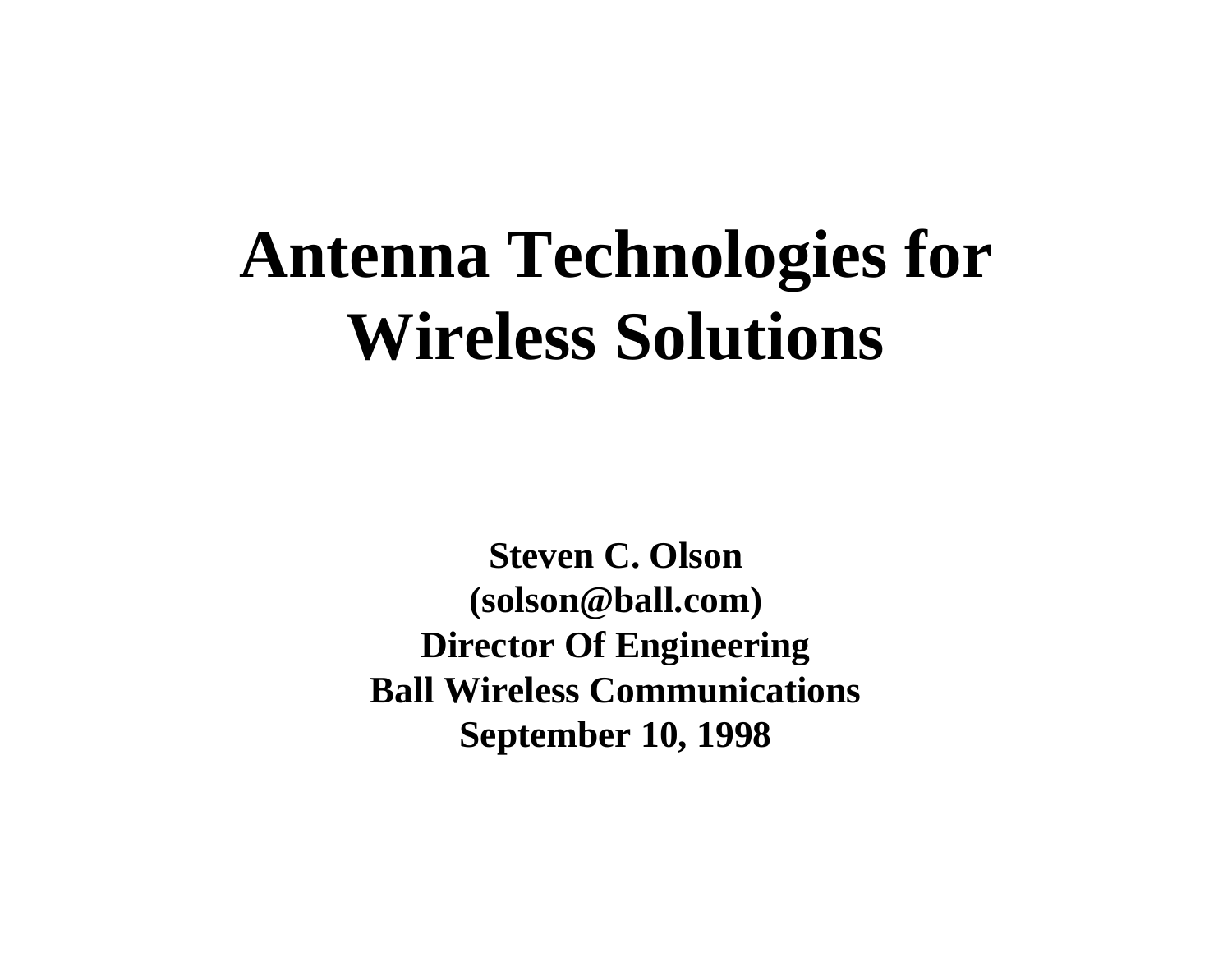# Antenna Technologies for Wireless Solutions

**Steven C. Olson**
**(solson@ball.com)**
**Director Of Engineering**
**Ball Wireless Communications**
**September 10, 1998**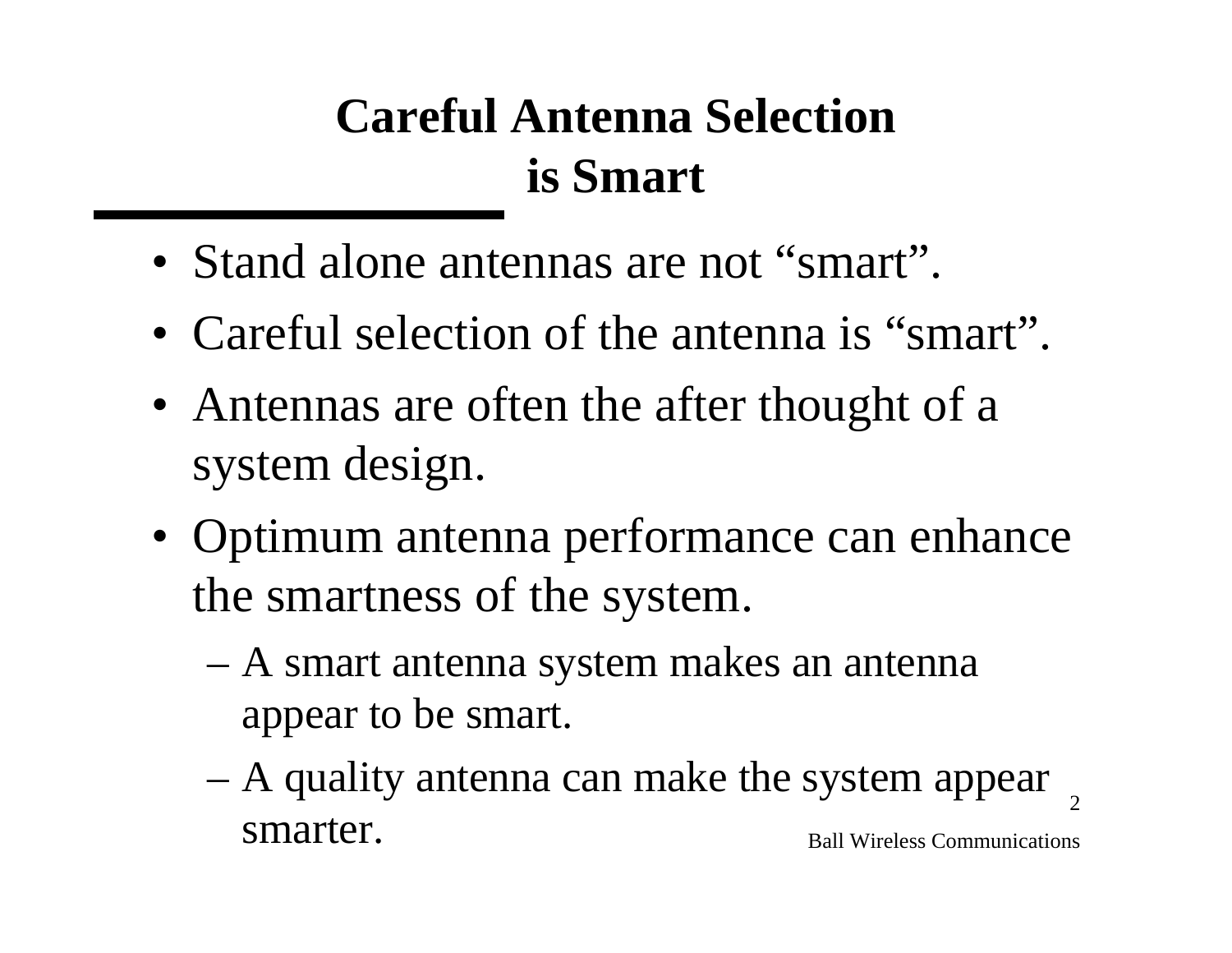# Careful Antenna Selection is Smart

- Stand alone antennas are not “smart”.
- Careful selection of the antenna is “smart”.
- Antennas are often the after thought of a system design.
- Optimum antenna performance can enhance the smartness of the system.
  - A smart antenna system makes an antenna appear to be smart.
  - A quality antenna can make the system appear smarter.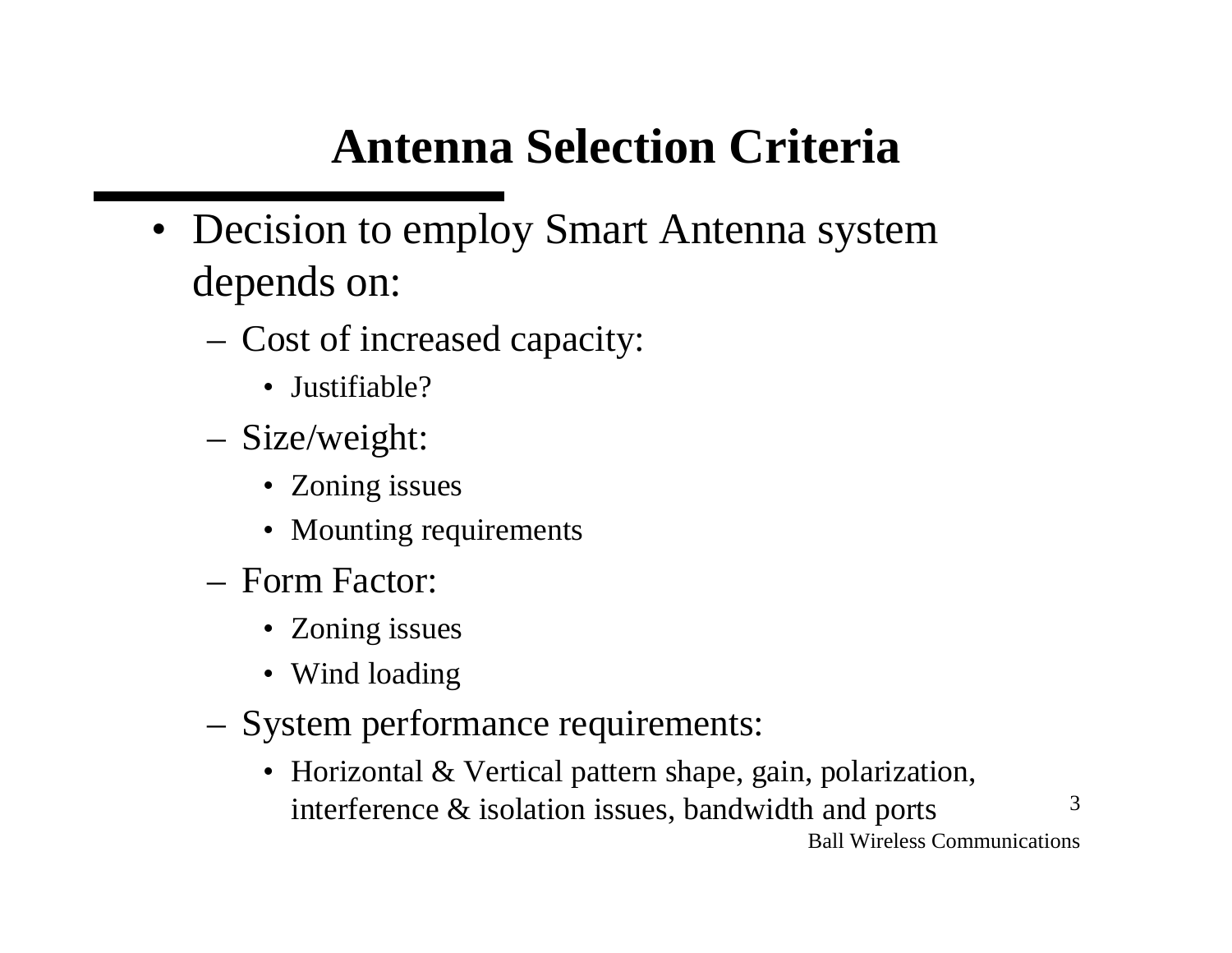# Antenna Selection Criteria

- Decision to employ Smart Antenna system depends on:
  - Cost of increased capacity:
    - Justifiable?
  - Size/weight:
    - Zoning issues
    - Mounting requirements
  - Form Factor:
    - Zoning issues
    - Wind loading
  - System performance requirements:
    - Horizontal & Vertical pattern shape, gain, polarization, interference & isolation issues, bandwidth and ports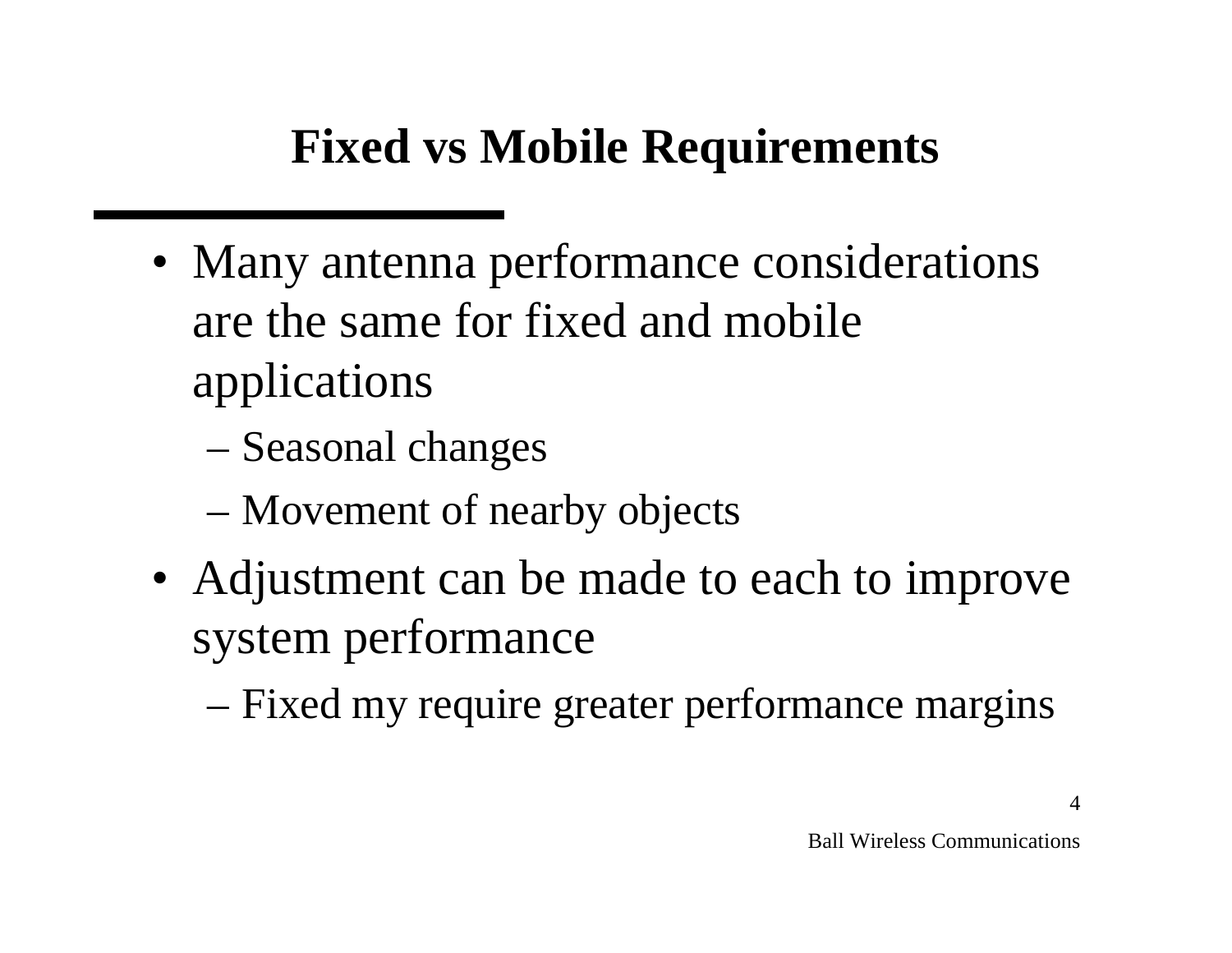# Fixed vs Mobile Requirements

- Many antenna performance considerations are the same for fixed and mobile applications
  - Seasonal changes
  - Movement of nearby objects
- Adjustment can be made to each to improve system performance
  - Fixed my require greater performance margins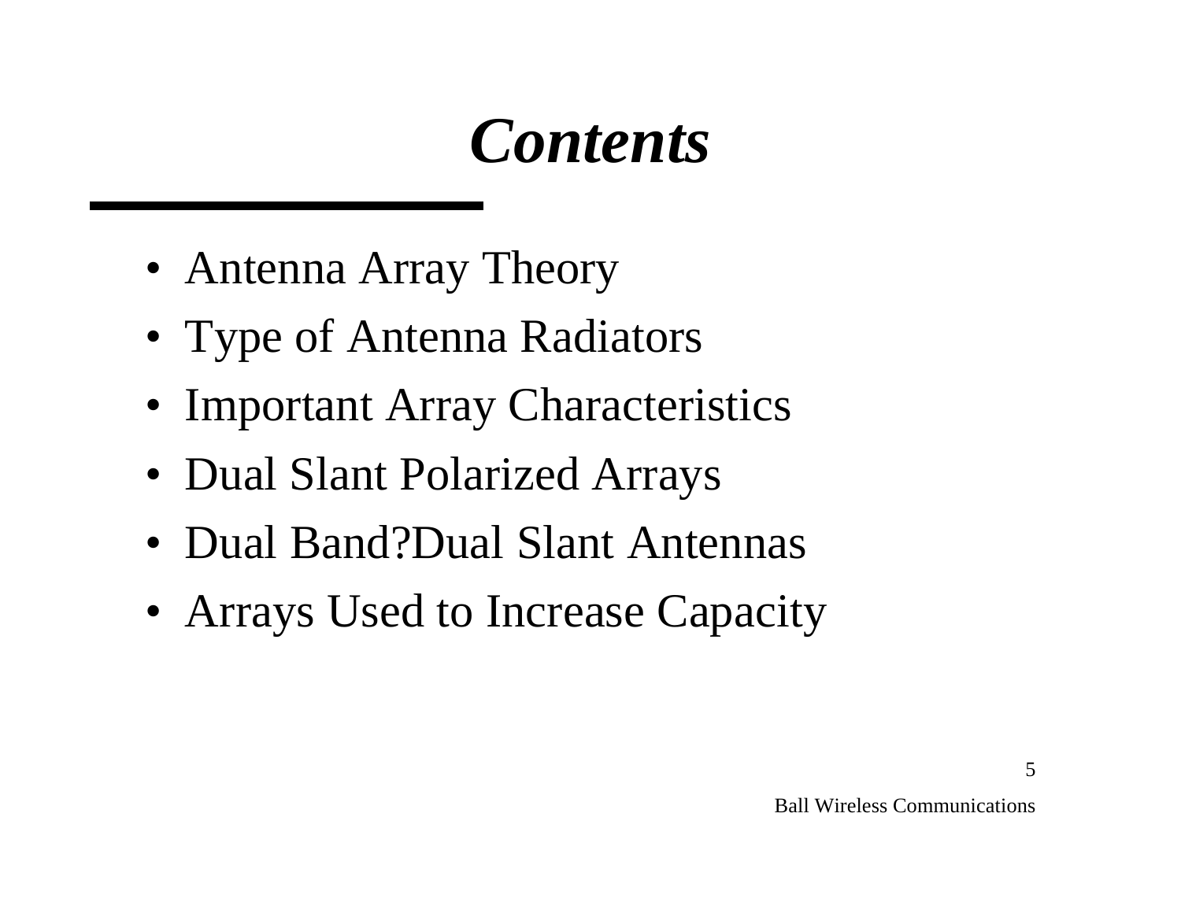# *Contents*

- Antenna Array Theory
- Type of Antenna Radiators
- Important Array Characteristics
- Dual Slant Polarized Arrays
- Dual Band?Dual Slant Antennas
- Arrays Used to Increase Capacity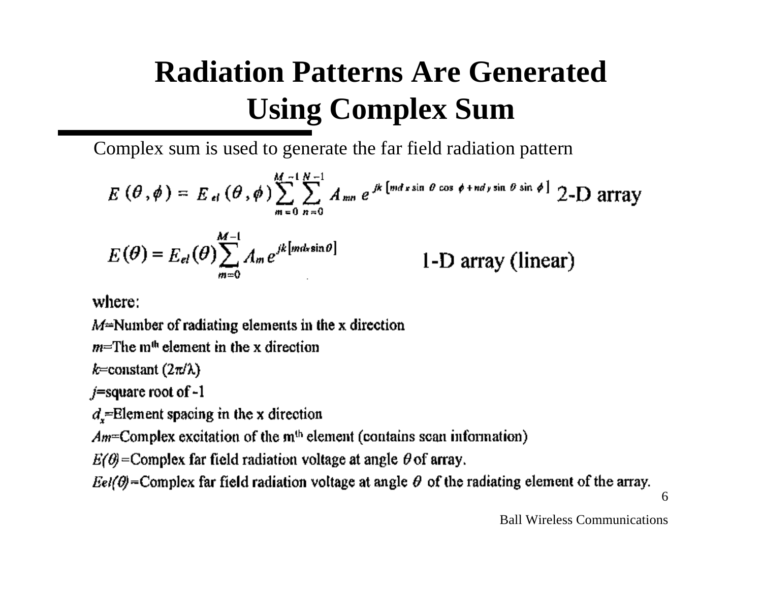# Radiation Patterns Are Generated Using Complex Sum

Complex sum is used to generate the far field radiation pattern

$$E(\theta,\phi) = E_{el}(\theta,\phi)\sum_{m=0}^{M-1}\sum_{n=0}^{N-1} A_{mn}\, e^{jk\left[md_x \sin\theta \cos\phi + nd_y \sin\theta \sin\phi\right]} \quad \text{2-D array}$$

$$E(\theta) = E_{el}(\theta)\sum_{m=0}^{M-1} A_m\, e^{jk\left[md_x \sin\theta\right]} \quad \text{1-D array (linear)}$$

where:

$M$=Number of radiating elements in the x direction

$m$=The m[th] element in the x direction

$k$=constant ($2\pi/\lambda$)

$j$=square root of -1

$d_x$=Element spacing in the x direction

$Am$=Complex excitation of the m[th] element (contains scan information)

$E(\theta)$=Complex far field radiation voltage at angle $\theta$ of array.

$Eel(\theta)$=Complex far field radiation voltage at angle $\theta$ of the radiating element of the array.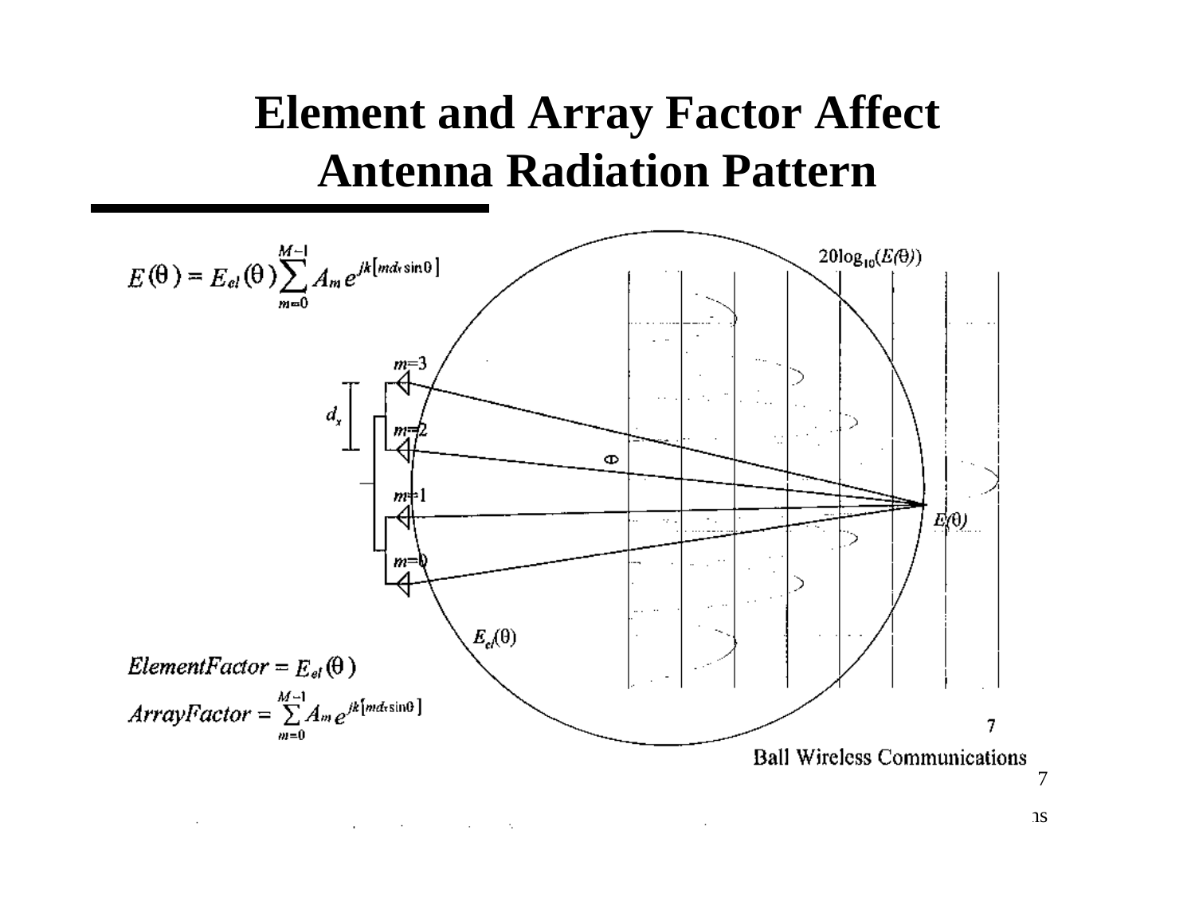# Element and Array Factor Affect Antenna Radiation Pattern

$$E(\theta) = E_{el}(\theta)\sum_{m=0}^{M-1} A_m e^{jk[md_x \sin\theta]}$$

$$ElementFactor = E_{el}(\theta)$$

$$ArrayFactor = \sum_{m=0}^{M-1} A_m e^{jk[md_x \sin\theta]}$$

Ball Wireless Communications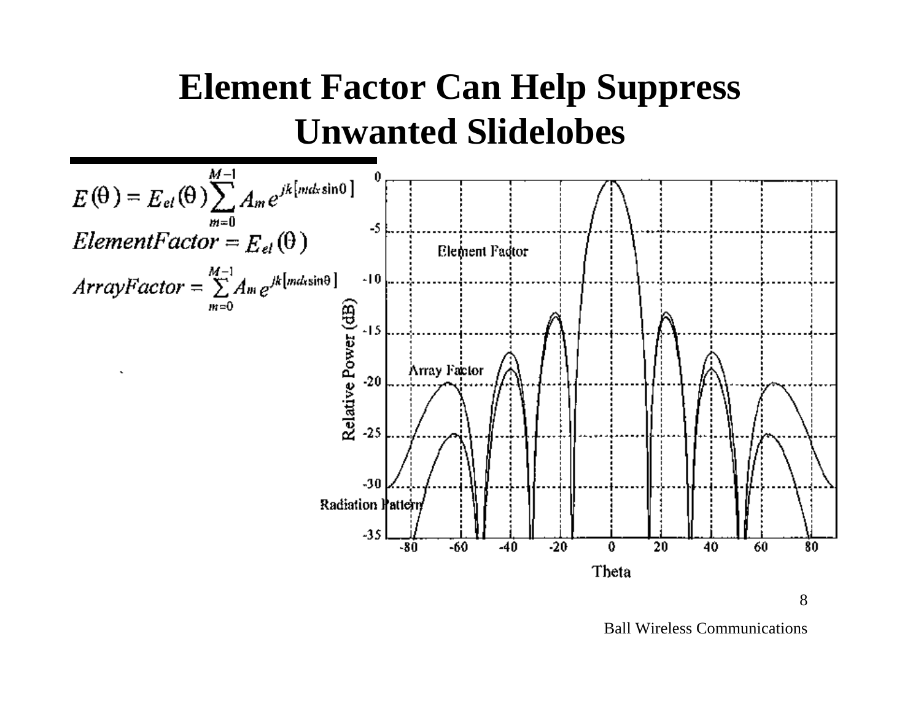# Element Factor Can Help Suppress Unwanted Slidelobes

$$E(\theta) = E_{el}(\theta)\sum_{m=0}^{M-1} A_m e^{jk[md_x \sin\theta]}$$

$$ElementFactor = E_{el}(\theta)$$

$$ArrayFactor = \sum_{m=0}^{M-1} A_m e^{jk[md_x \sin\theta]}$$

Ball Wireless Communications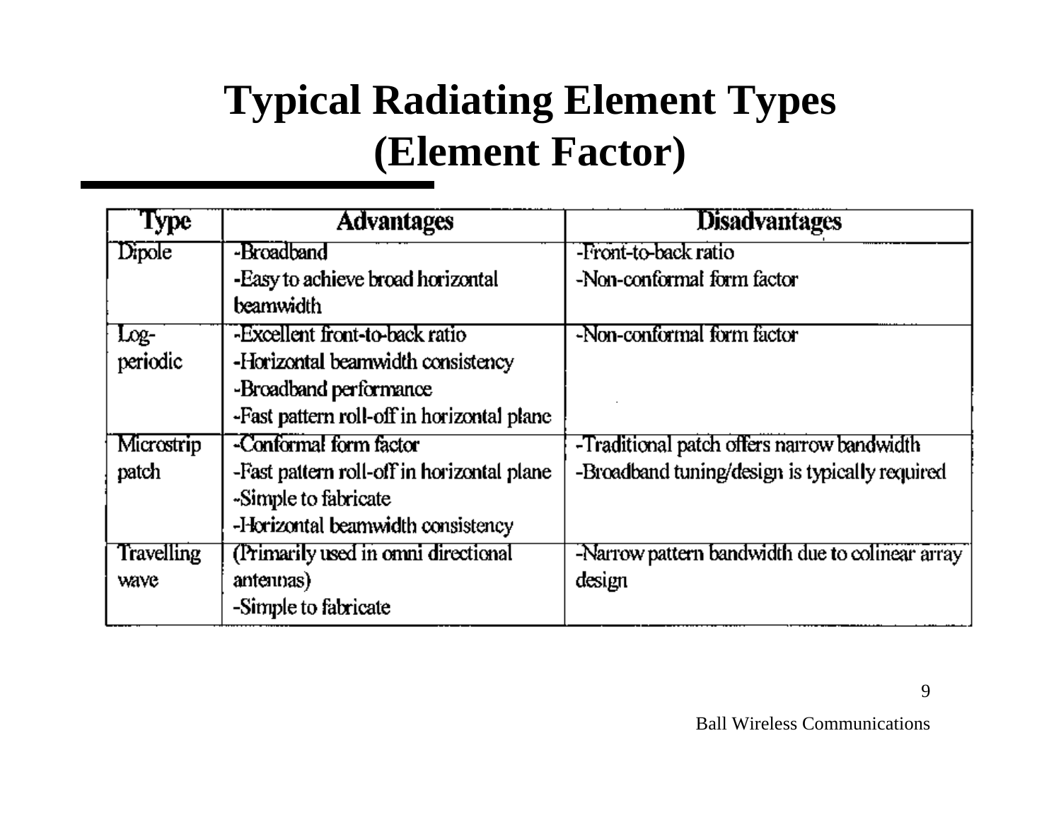# Typical Radiating Element Types (Element Factor)

| Type | Advantages | Disadvantages |
|---|---|---|
| Dipole | -Broadband<br>-Easy to achieve broad horizontal beamwidth | -Front-to-back ratio<br>-Non-conformal form factor |
| Log-periodic | -Excellent front-to-back ratio<br>-Horizontal beamwidth consistency<br>-Broadband performance<br>-Fast pattern roll-off in horizontal plane | -Non-conformal form factor |
| Microstrip patch | -Conformal form factor<br>-Fast pattern roll-off in horizontal plane<br>-Simple to fabricate<br>-Horizontal beamwidth consistency | -Traditional patch offers narrow bandwidth<br>-Broadband tuning/design is typically required |
| Travelling wave | (Primarily used in omni directional antennas)<br>-Simple to fabricate | -Narrow pattern bandwidth due to colinear array design |

Ball Wireless Communications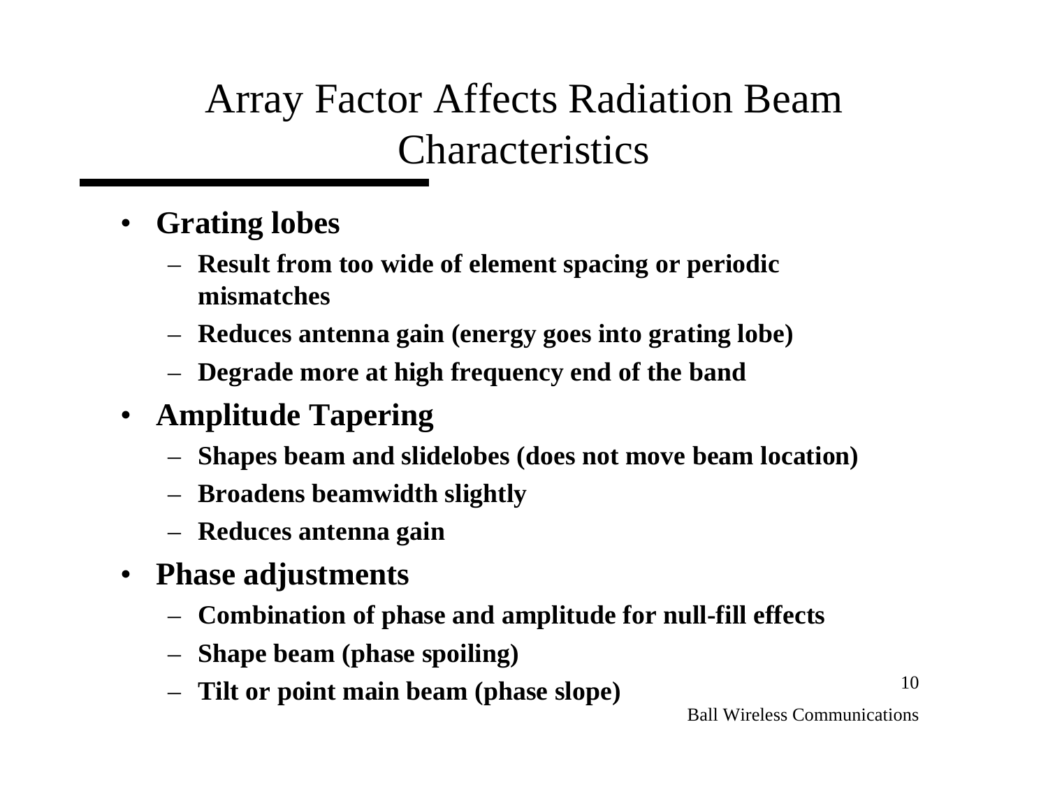# Array Factor Affects Radiation Beam Characteristics

- **Grating lobes**
  - **Result from too wide of element spacing or periodic mismatches**
  - **Reduces antenna gain (energy goes into grating lobe)**
  - **Degrade more at high frequency end of the band**
- **Amplitude Tapering**
  - **Shapes beam and slidelobes (does not move beam location)**
  - **Broadens beamwidth slightly**
  - **Reduces antenna gain**
- **Phase adjustments**
  - **Combination of phase and amplitude for null-fill effects**
  - **Shape beam (phase spoiling)**
  - **Tilt or point main beam (phase slope)**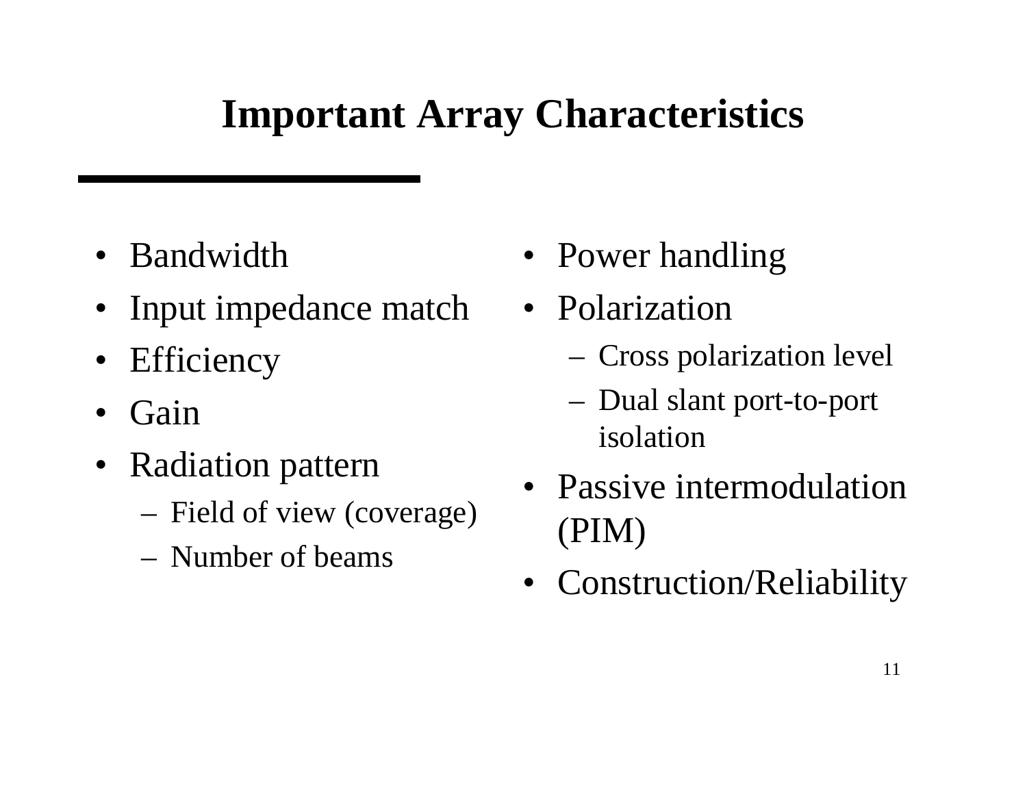# Important Array Characteristics

- Bandwidth
- Input impedance match
- Efficiency
- Gain
- Radiation pattern
  - Field of view (coverage)
  - Number of beams
- Power handling
- Polarization
  - Cross polarization level
  - Dual slant port-to-port isolation
- Passive intermodulation (PIM)
- Construction/Reliability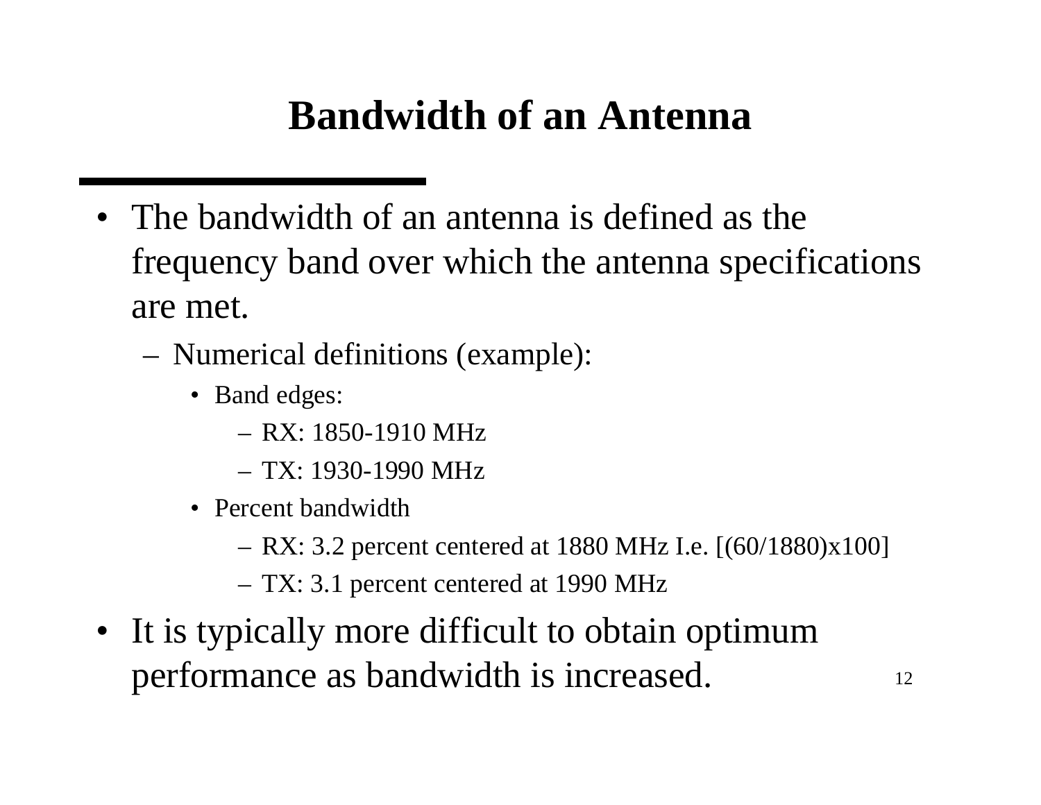# Bandwidth of an Antenna

- The bandwidth of an antenna is defined as the frequency band over which the antenna specifications are met.
  - Numerical definitions (example):
    - Band edges:
      - RX: 1850-1910 MHz
      - TX: 1930-1990 MHz
    - Percent bandwidth
      - RX: 3.2 percent centered at 1880 MHz I.e. [(60/1880)x100]
      - TX: 3.1 percent centered at 1990 MHz
- It is typically more difficult to obtain optimum performance as bandwidth is increased.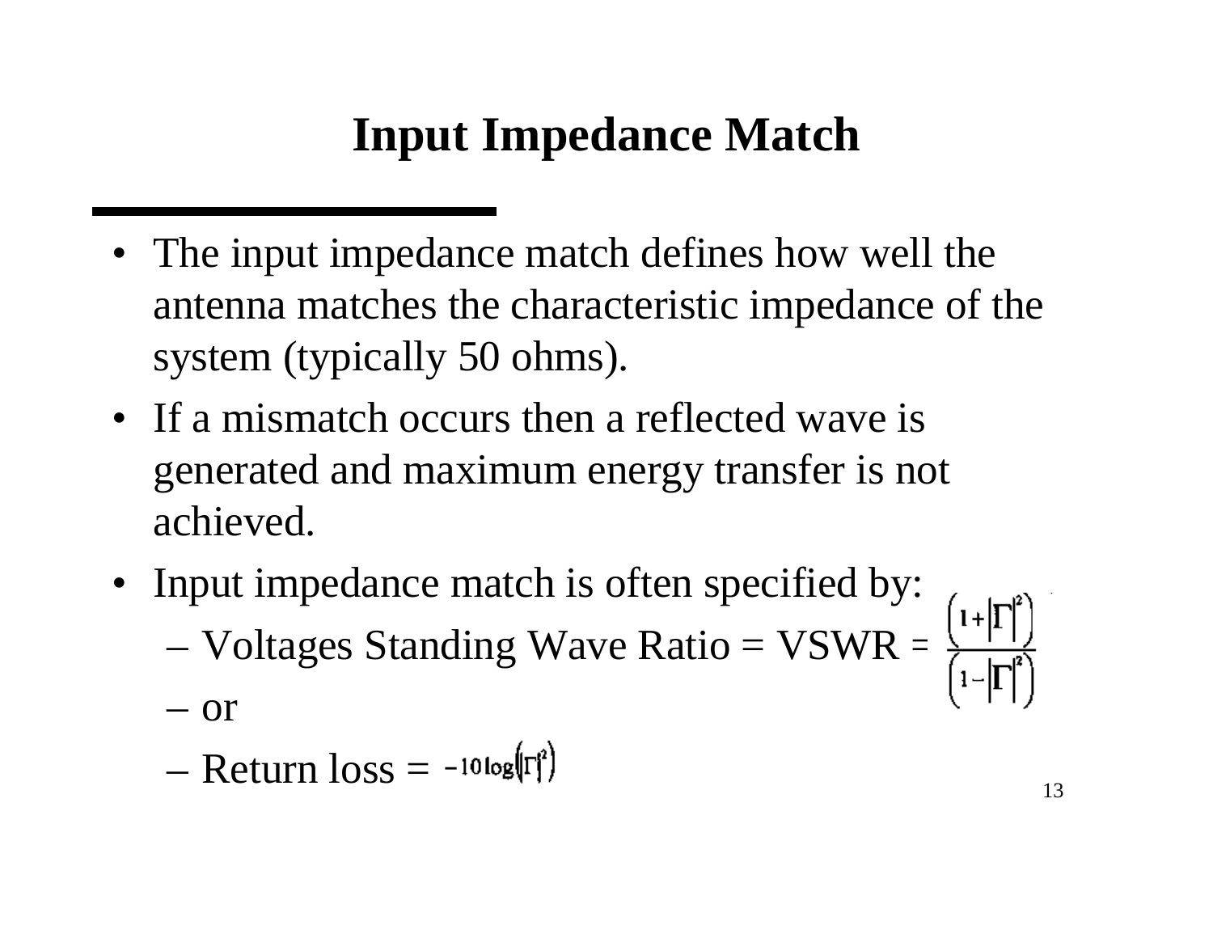# Input Impedance Match

- The input impedance match defines how well the antenna matches the characteristic impedance of the system (typically 50 ohms).
- If a mismatch occurs then a reflected wave is generated and maximum energy transfer is not achieved.
- Input impedance match is often specified by:
  - Voltages Standing Wave Ratio = VSWR = $\frac{\left(1+|\Gamma|^2\right)}{\left(1-|\Gamma|^2\right)}$
  - or
  - Return loss = $-10\log\left(|\Gamma|^2\right)$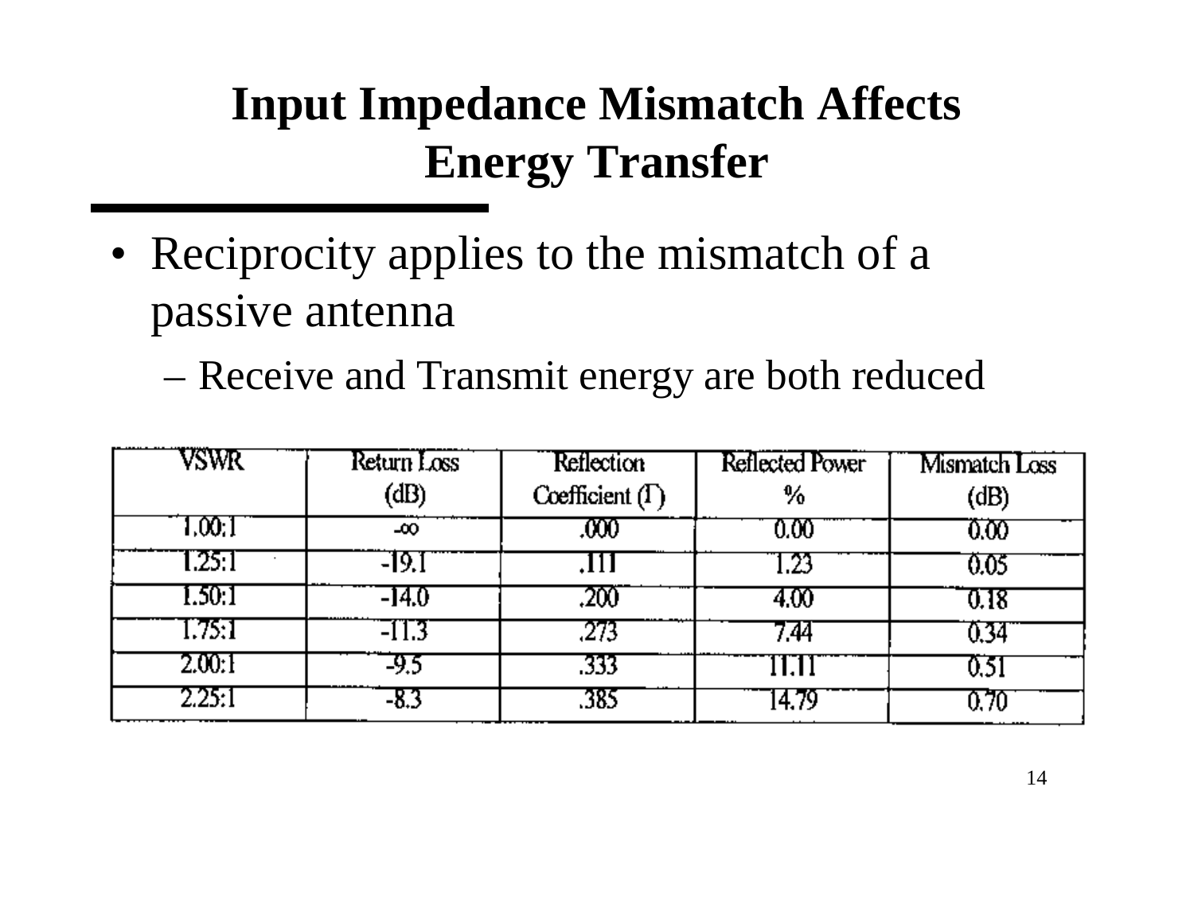# Input Impedance Mismatch Affects Energy Transfer

- Reciprocity applies to the mismatch of a passive antenna
  - Receive and Transmit energy are both reduced

| VSWR | Return Loss (dB) | Reflection Coefficient (Γ) | Reflected Power % | Mismatch Loss (dB) |
|---|---|---|---|---|
| 1.00:1 | -∞ | .000 | 0.00 | 0.00 |
| 1.25:1 | -19.1 | .111 | 1.23 | 0.05 |
| 1.50:1 | -14.0 | .200 | 4.00 | 0.18 |
| 1.75:1 | -11.3 | .273 | 7.44 | 0.34 |
| 2.00:1 | -9.5 | .333 | 11.11 | 0.51 |
| 2.25:1 | -8.3 | .385 | 14.79 | 0.70 |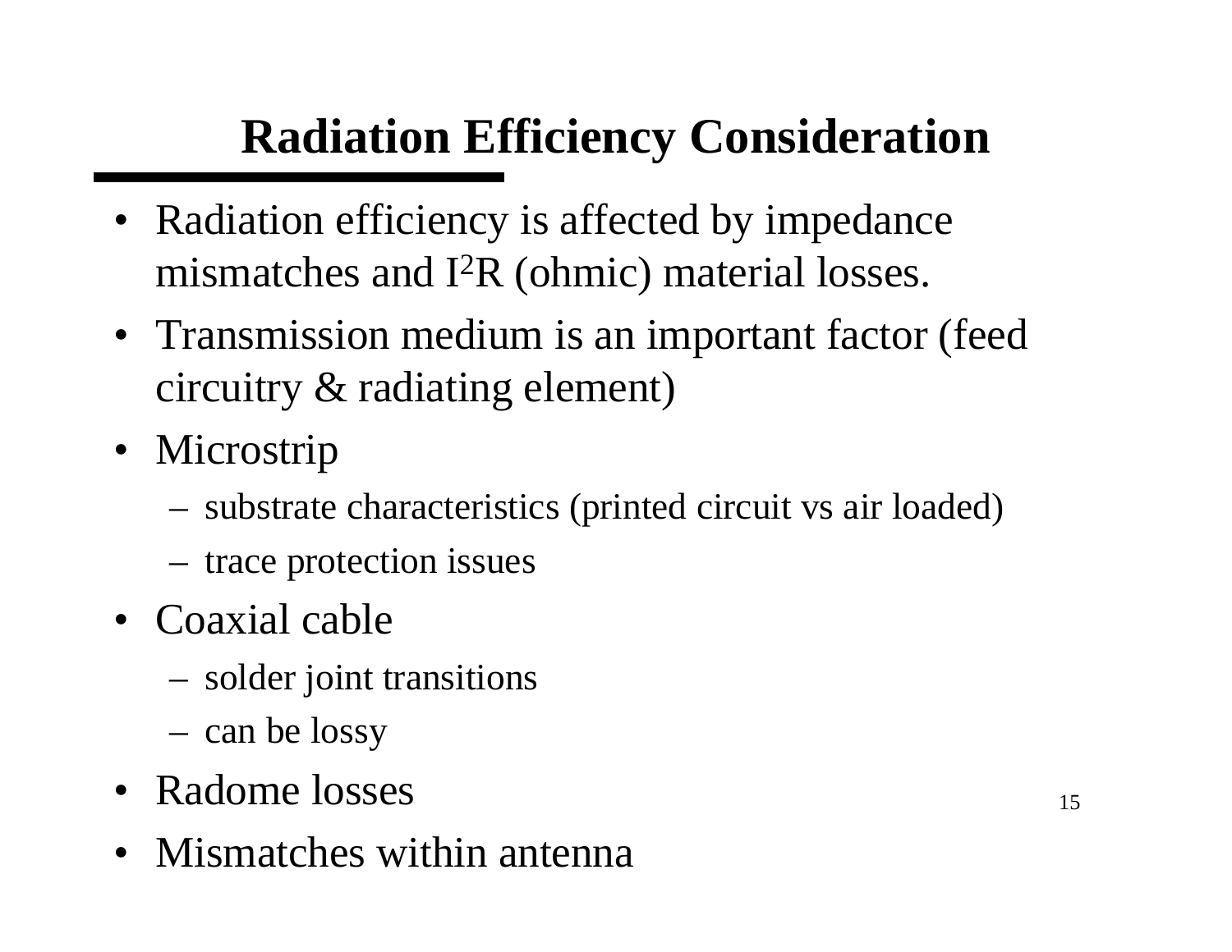# Radiation Efficiency Consideration

- Radiation efficiency is affected by impedance mismatches and $I^2R$ (ohmic) material losses.
- Transmission medium is an important factor (feed circuitry & radiating element)
- Microstrip
  - substrate characteristics (printed circuit vs air loaded)
  - trace protection issues
- Coaxial cable
  - solder joint transitions
  - can be lossy
- Radome losses
- Mismatches within antenna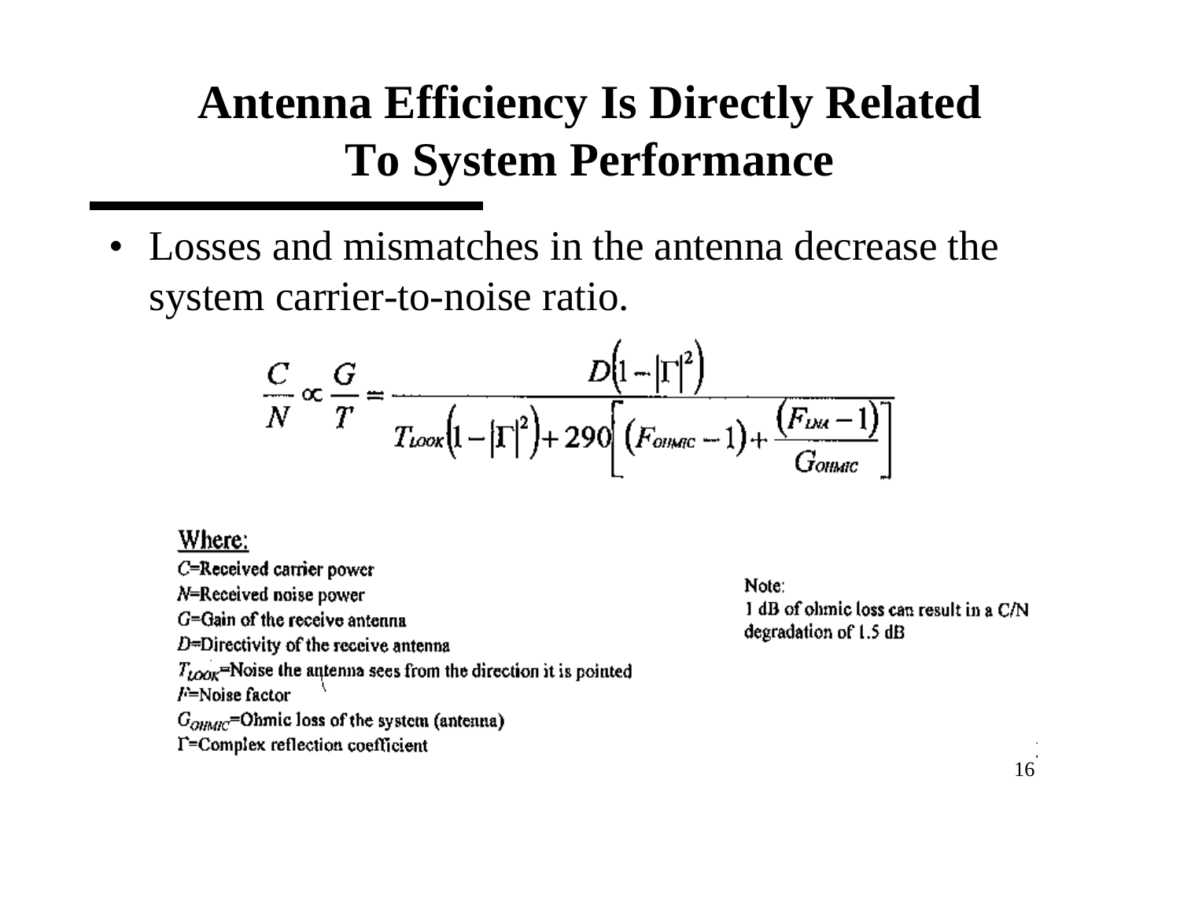# Antenna Efficiency Is Directly Related To System Performance

- Losses and mismatches in the antenna decrease the system carrier-to-noise ratio.

$$\frac{C}{N} \propto \frac{G}{T} = \frac{D\left(1-|\Gamma|^2\right)}{T_{LOOK}\left(1-|\Gamma|^2\right)+290\left[\left(F_{OHMIC}-1\right)+\frac{\left(F_{LNA}-1\right)}{G_{OHMIC}}\right]}$$

Where:

$C$=Received carrier power
$N$=Received noise power
$G$=Gain of the receive antenna
$D$=Directivity of the receive antenna
$T_{LOOK}$=Noise the antenna sees from the direction it is pointed
$F$=Noise factor
$G_{OHMIC}$=Ohmic loss of the system (antenna)
$\Gamma$=Complex reflection coefficient

Note:
1 dB of ohmic loss can result in a C/N degradation of 1.5 dB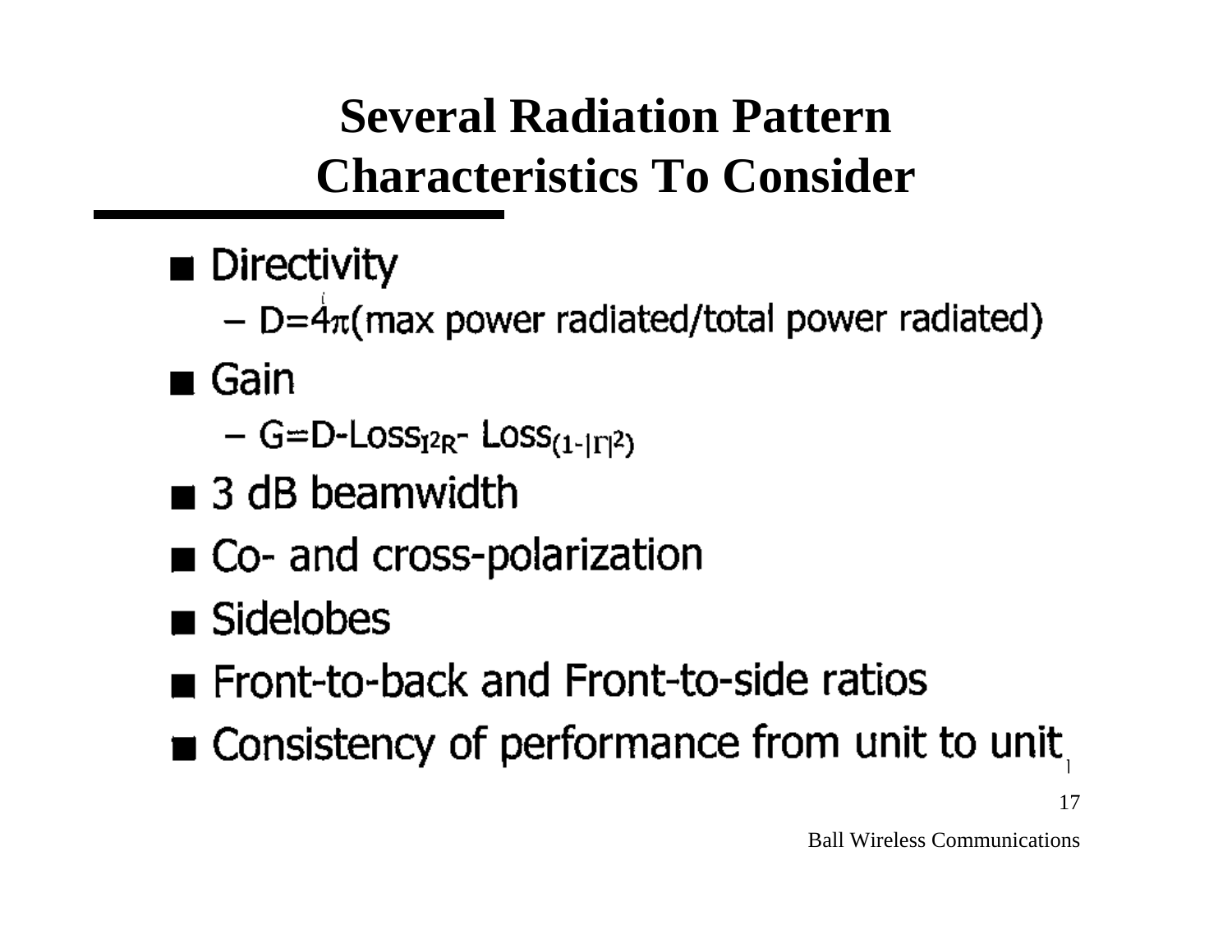# Several Radiation Pattern Characteristics To Consider

- Directivity
  - D=4π(max power radiated/total power radiated)
- Gain
  - $G = D - Loss_{I^2R} - Loss_{(1-|\Gamma|^2)}$
- 3 dB beamwidth
- Co- and cross-polarization
- Sidelobes
- Front-to-back and Front-to-side ratios
- Consistency of performance from unit to unit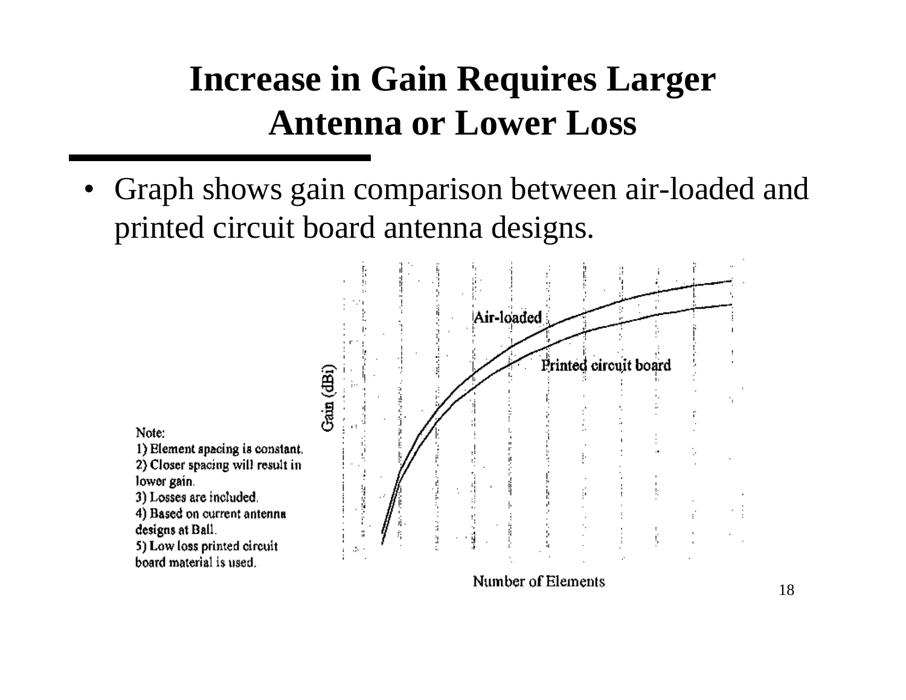# Increase in Gain Requires Larger Antenna or Lower Loss

- Graph shows gain comparison between air-loaded and printed circuit board antenna designs.

Note:
1) Element spacing is constant.
2) Closer spacing will result in lower gain.
3) Losses are included.
4) Based on current antenna designs at Ball.
5) Low loss printed circuit board material is used.

Air-loaded

Printed circuit board

Gain (dBi)

Number of Elements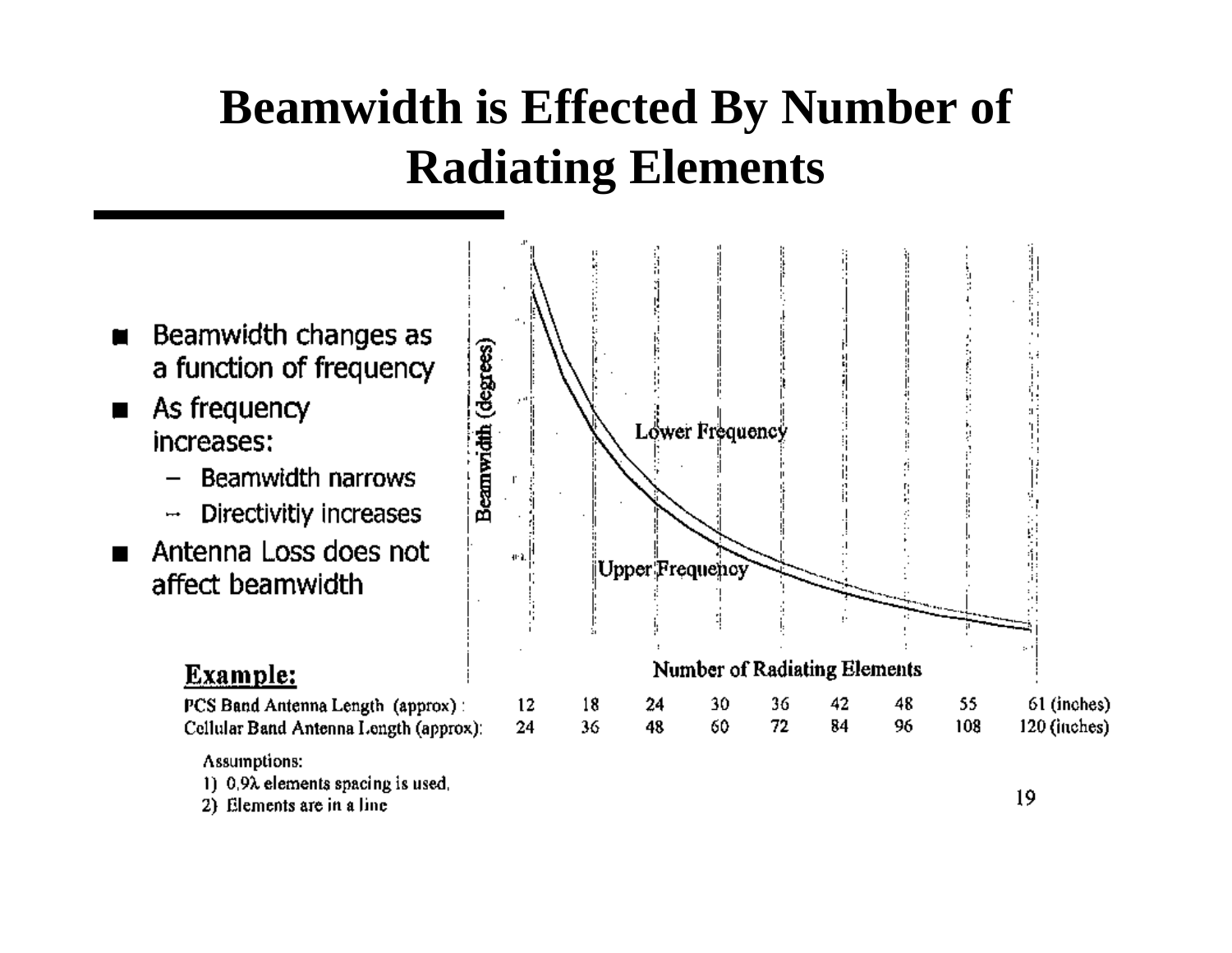# Beamwidth is Effected By Number of Radiating Elements

- Beamwidth changes as a function of frequency
- As frequency increases:
  - Beamwidth narrows
  - Directivitiy increases
- Antenna Loss does not affect beamwidth

Beamwidth (degrees)

Lower Frequency

Upper Frequency

Number of Radiating Elements

**Example:**

| | | | | | | | | | |
|---|---|---|---|---|---|---|---|---|---|
| PCS Band Antenna Length (approx): | 12 | 18 | 24 | 30 | 36 | 42 | 48 | 55 | 61 (inches) |
| Cellular Band Antenna Length (approx): | 24 | 36 | 48 | 60 | 72 | 84 | 96 | 108 | 120 (inches) |

Assumptions:

1) 0,9λ elements spacing is used,
2) Elements are in a line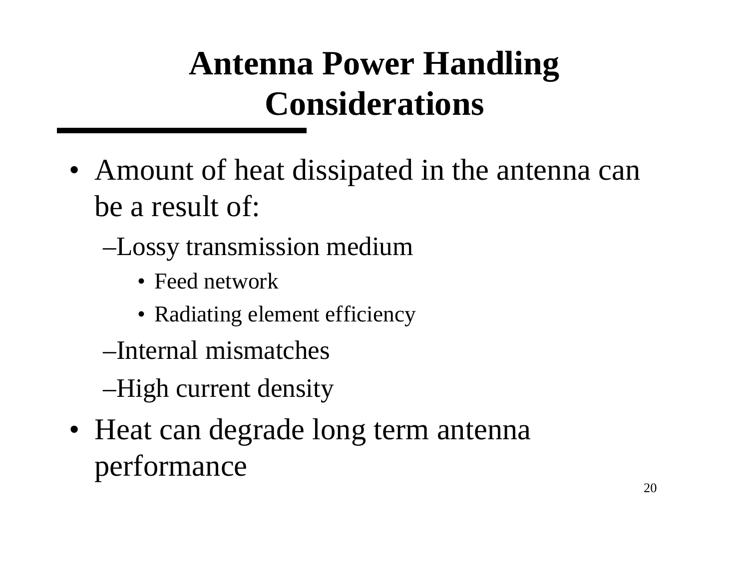# Antenna Power Handling Considerations

- Amount of heat dissipated in the antenna can be a result of:
  - Lossy transmission medium
    - Feed network
    - Radiating element efficiency
  - Internal mismatches
  - High current density
- Heat can degrade long term antenna performance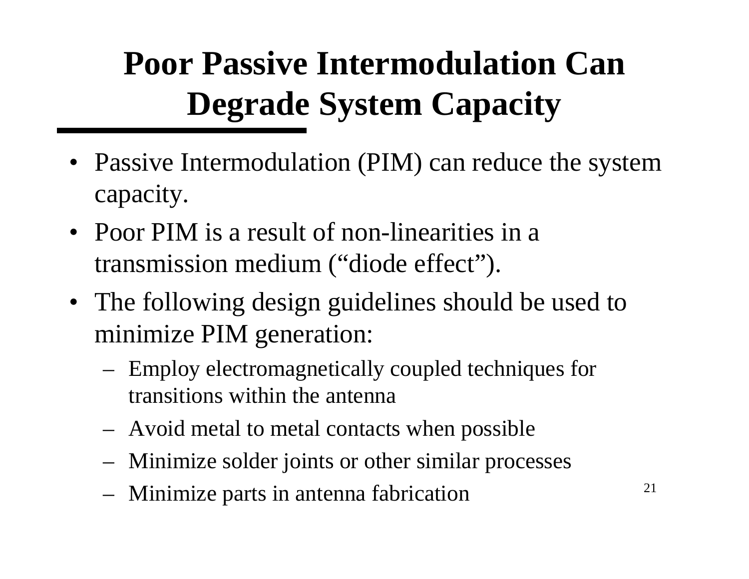# Poor Passive Intermodulation Can Degrade System Capacity

- Passive Intermodulation (PIM) can reduce the system capacity.
- Poor PIM is a result of non-linearities in a transmission medium ("diode effect").
- The following design guidelines should be used to minimize PIM generation:
  - Employ electromagnetically coupled techniques for transitions within the antenna
  - Avoid metal to metal contacts when possible
  - Minimize solder joints or other similar processes
  - Minimize parts in antenna fabrication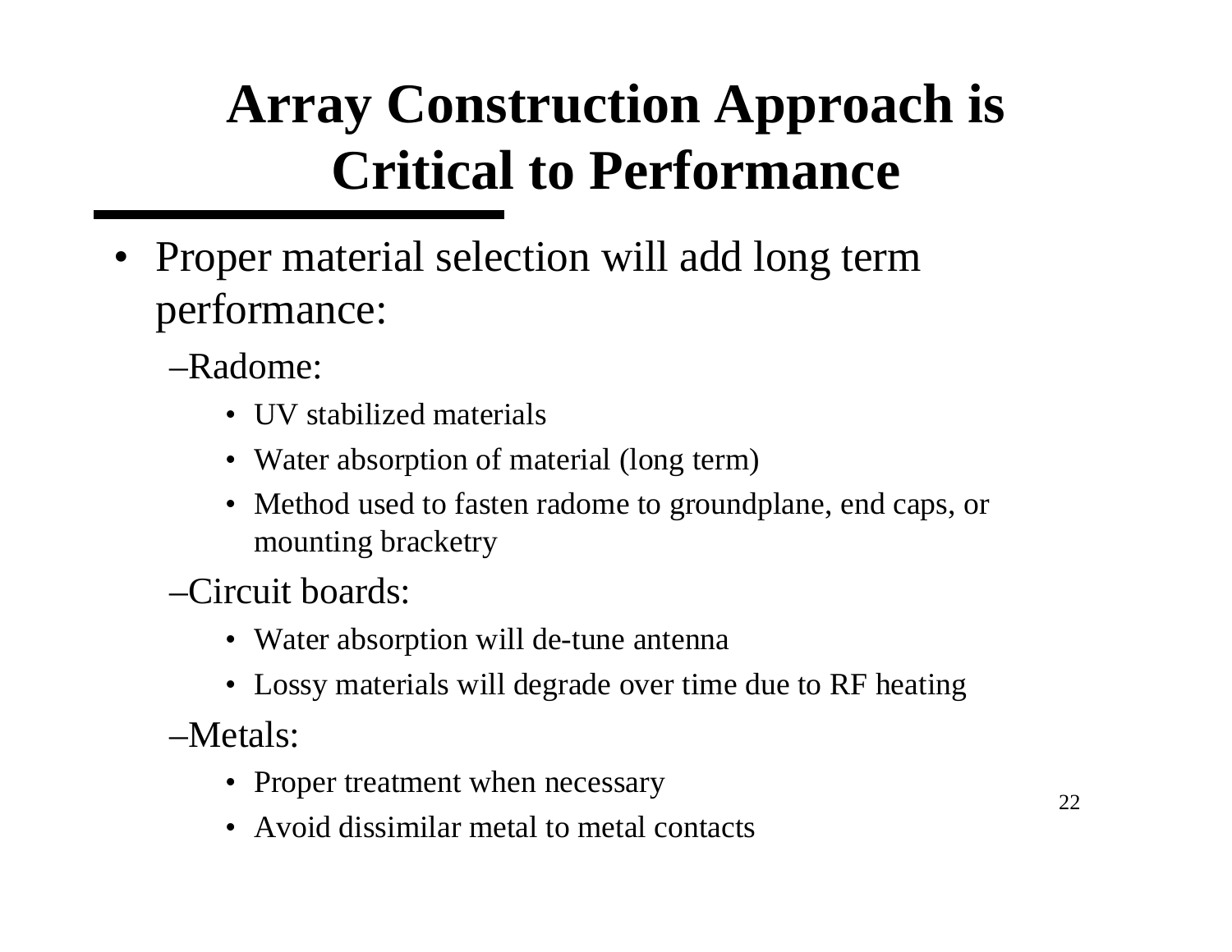# Array Construction Approach is Critical to Performance

- Proper material selection will add long term performance:
  - Radome:
    - UV stabilized materials
    - Water absorption of material (long term)
    - Method used to fasten radome to groundplane, end caps, or mounting bracketry
  - Circuit boards:
    - Water absorption will de-tune antenna
    - Lossy materials will degrade over time due to RF heating
  - Metals:
    - Proper treatment when necessary
    - Avoid dissimilar metal to metal contacts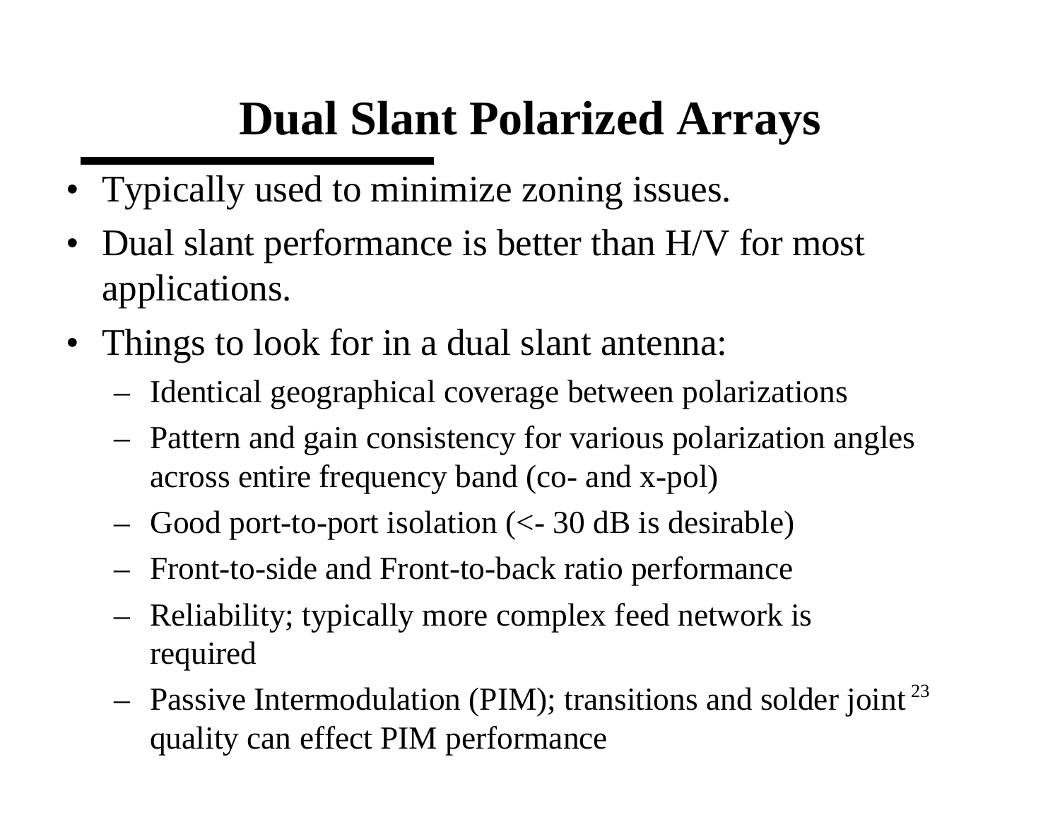# Dual Slant Polarized Arrays

- Typically used to minimize zoning issues.
- Dual slant performance is better than H/V for most applications.
- Things to look for in a dual slant antenna:
  - Identical geographical coverage between polarizations
  - Pattern and gain consistency for various polarization angles across entire frequency band (co- and x-pol)
  - Good port-to-port isolation (<- 30 dB is desirable)
  - Front-to-side and Front-to-back ratio performance
  - Reliability; typically more complex feed network is required
  - Passive Intermodulation (PIM); transitions and solder joint quality can effect PIM performance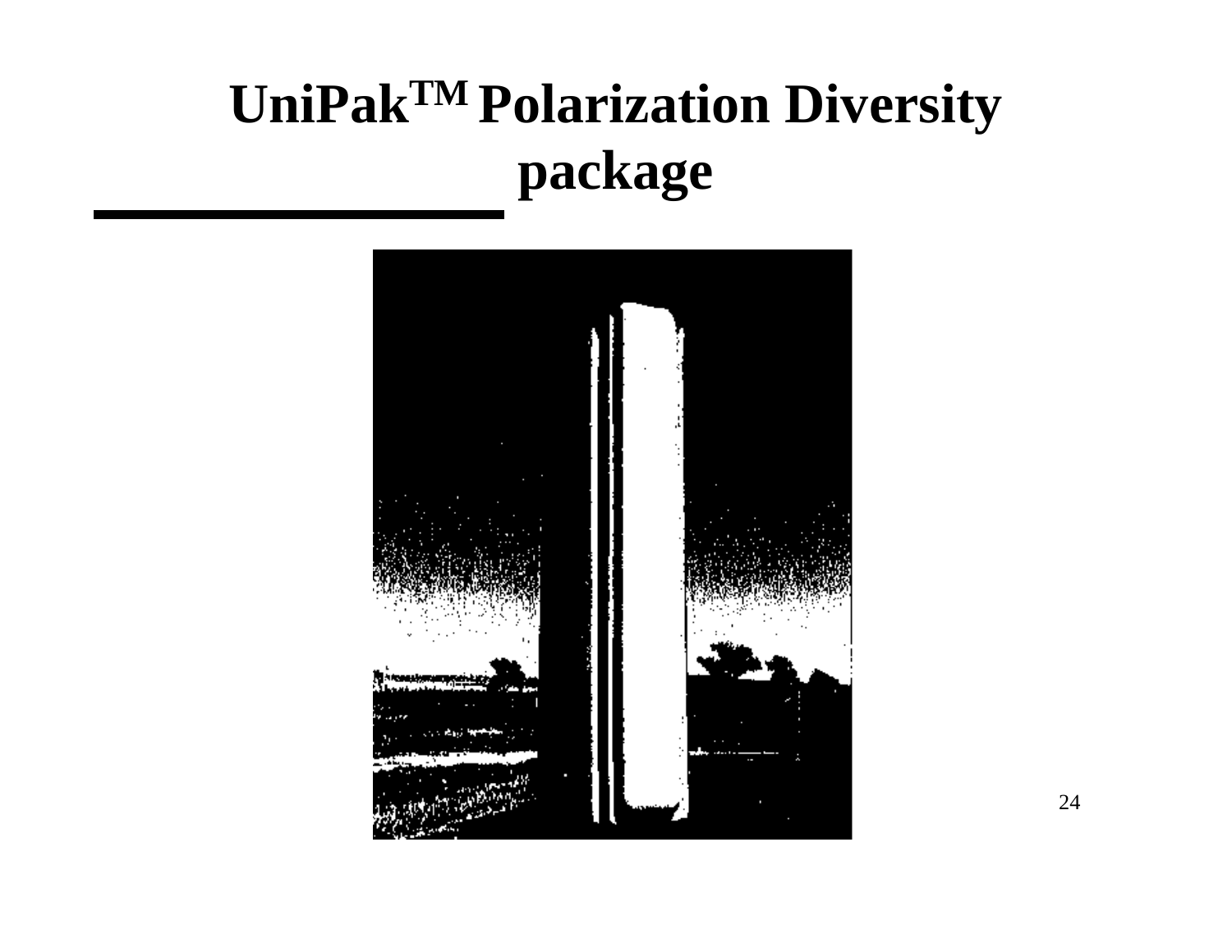# UniPak[TM] Polarization Diversity package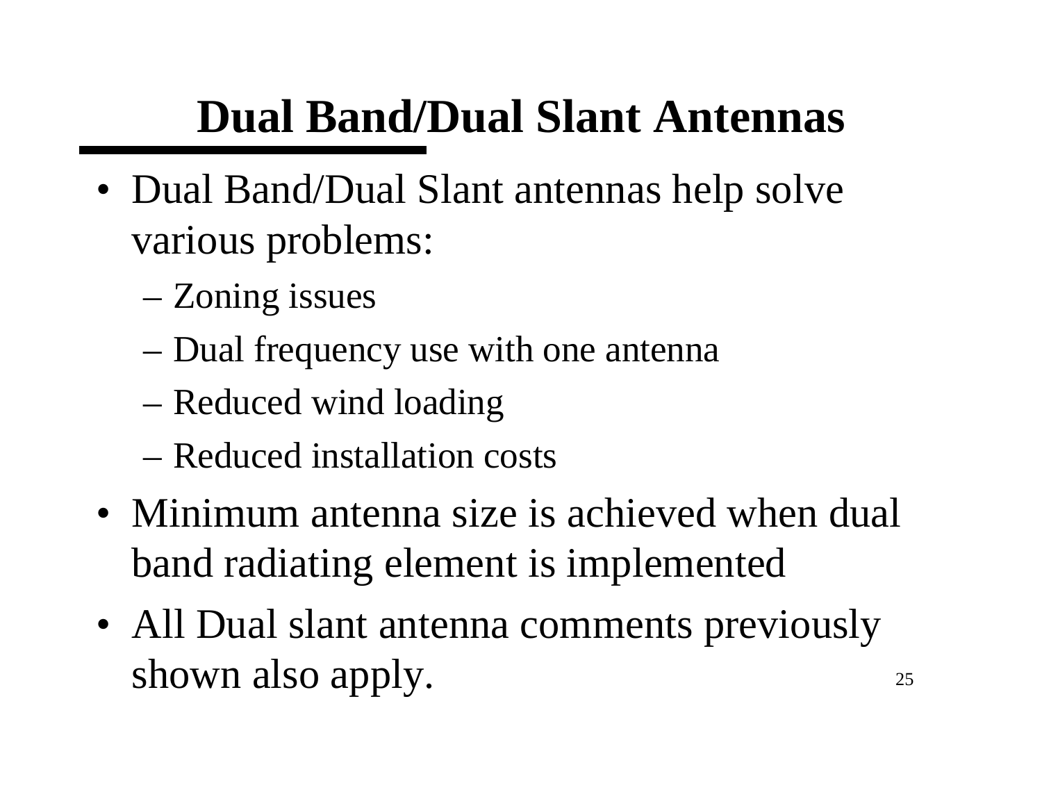# Dual Band/Dual Slant Antennas

- Dual Band/Dual Slant antennas help solve various problems:
  - Zoning issues
  - Dual frequency use with one antenna
  - Reduced wind loading
  - Reduced installation costs
- Minimum antenna size is achieved when dual band radiating element is implemented
- All Dual slant antenna comments previously shown also apply.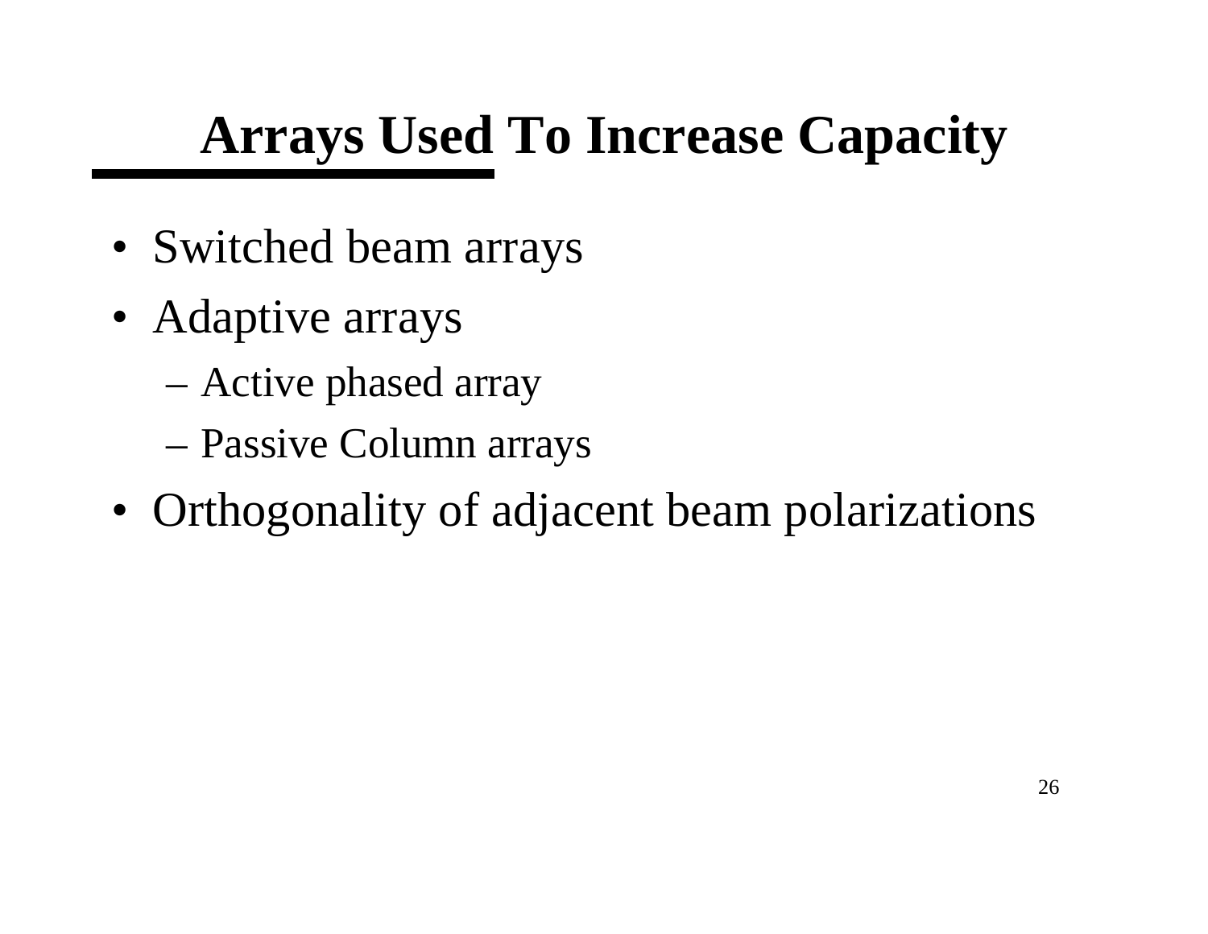# Arrays Used To Increase Capacity

- Switched beam arrays
- Adaptive arrays
  - Active phased array
  - Passive Column arrays
- Orthogonality of adjacent beam polarizations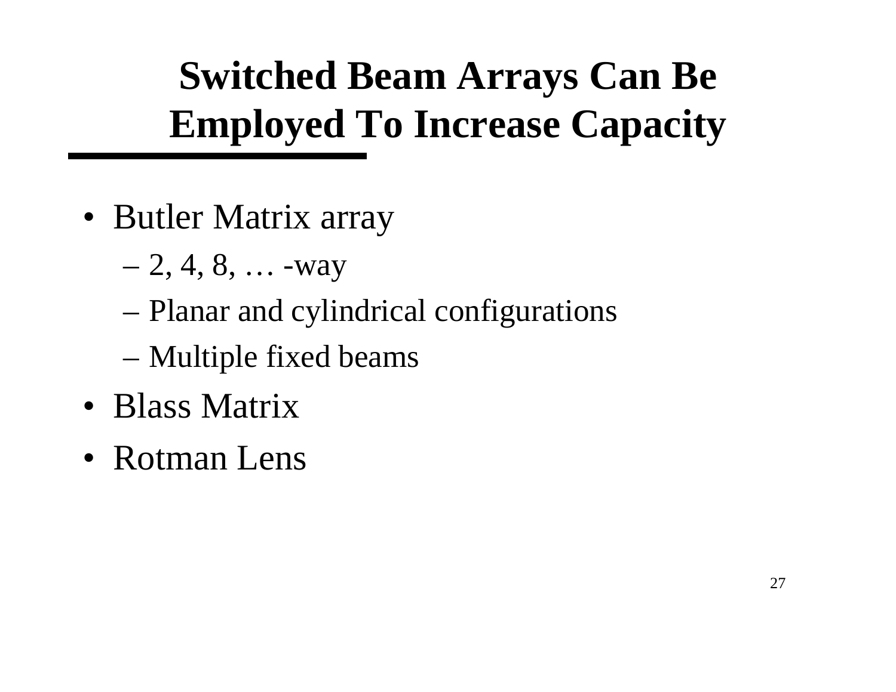# Switched Beam Arrays Can Be Employed To Increase Capacity

- Butler Matrix array
  - 2, 4, 8, … -way
  - Planar and cylindrical configurations
  - Multiple fixed beams
- Blass Matrix
- Rotman Lens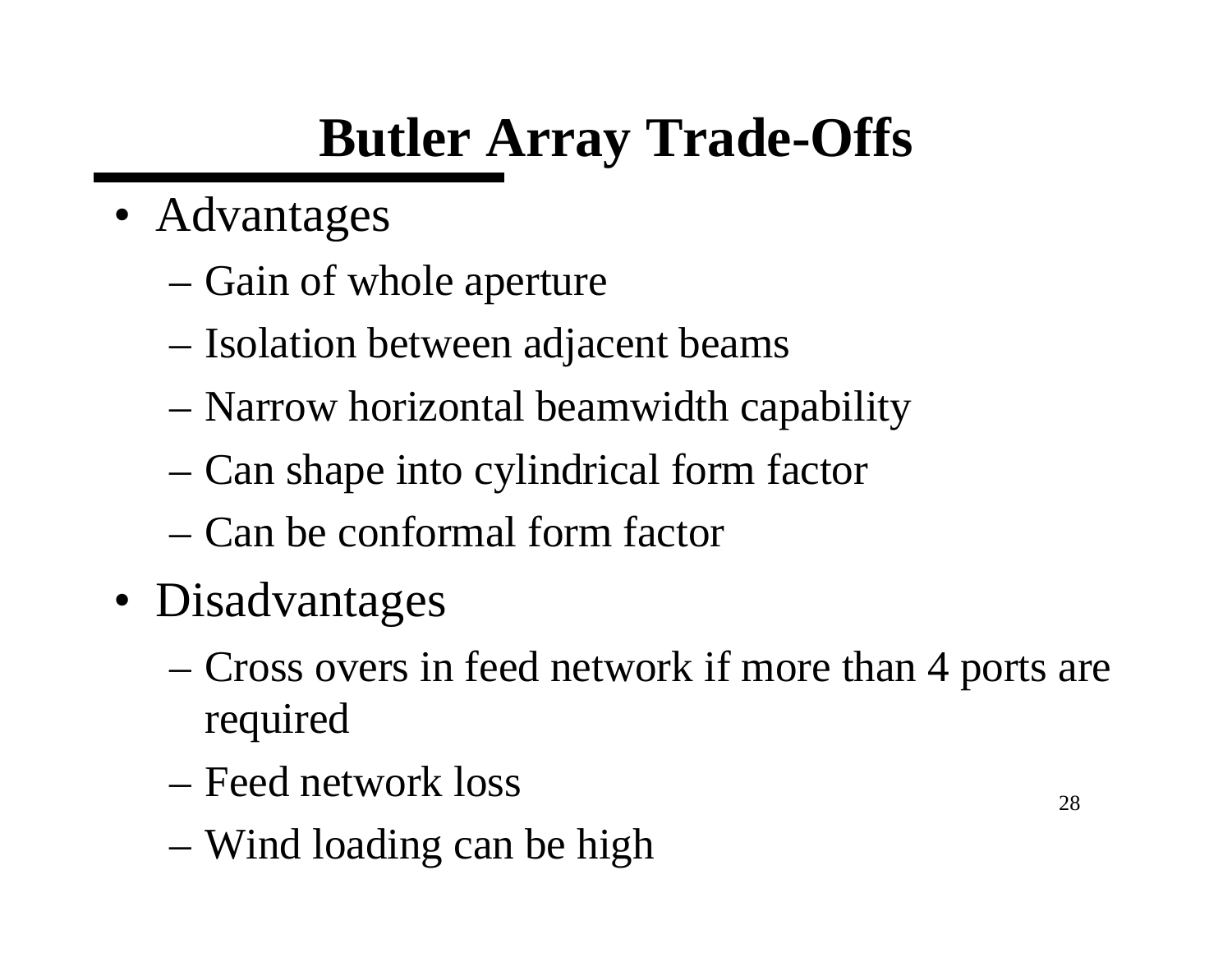# Butler Array Trade-Offs

- Advantages
  - Gain of whole aperture
  - Isolation between adjacent beams
  - Narrow horizontal beamwidth capability
  - Can shape into cylindrical form factor
  - Can be conformal form factor
- Disadvantages
  - Cross overs in feed network if more than 4 ports are required
  - Feed network loss
  - Wind loading can be high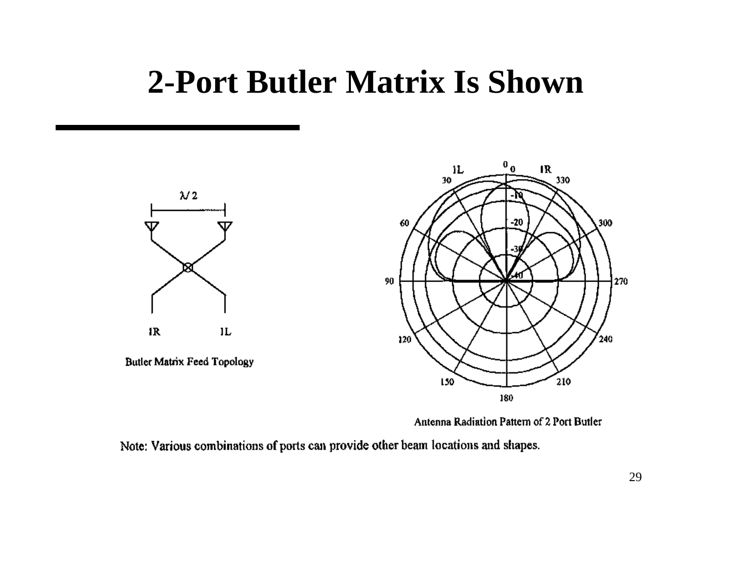# 2-Port Butler Matrix Is Shown

Butler Matrix Feed Topology

Antenna Radiation Pattern of 2 Port Butler

Note: Various combinations of ports can provide other beam locations and shapes.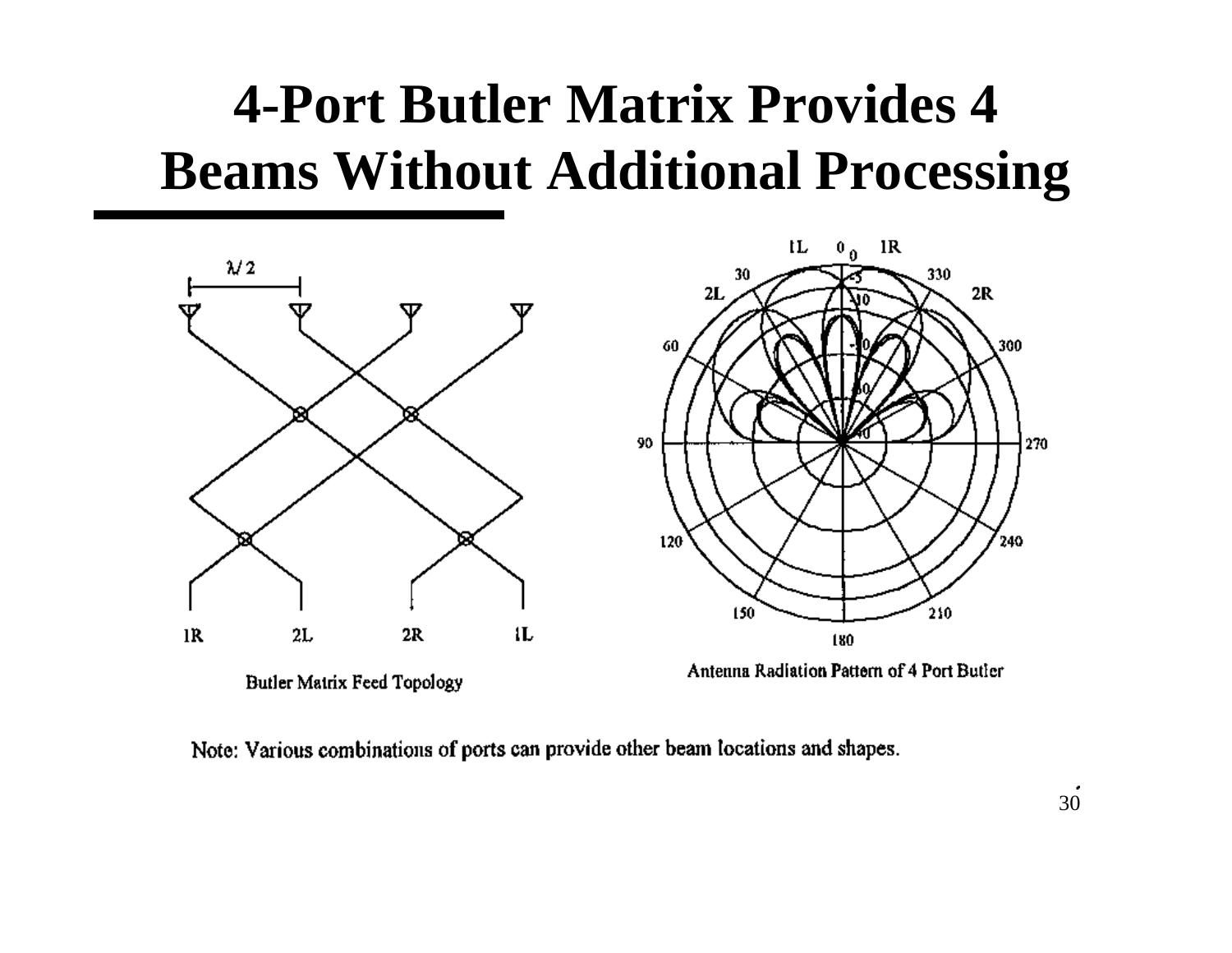# 4-Port Butler Matrix Provides 4 Beams Without Additional Processing

Butler Matrix Feed Topology

Antenna Radiation Pattern of 4 Port Butler

Note: Various combinations of ports can provide other beam locations and shapes.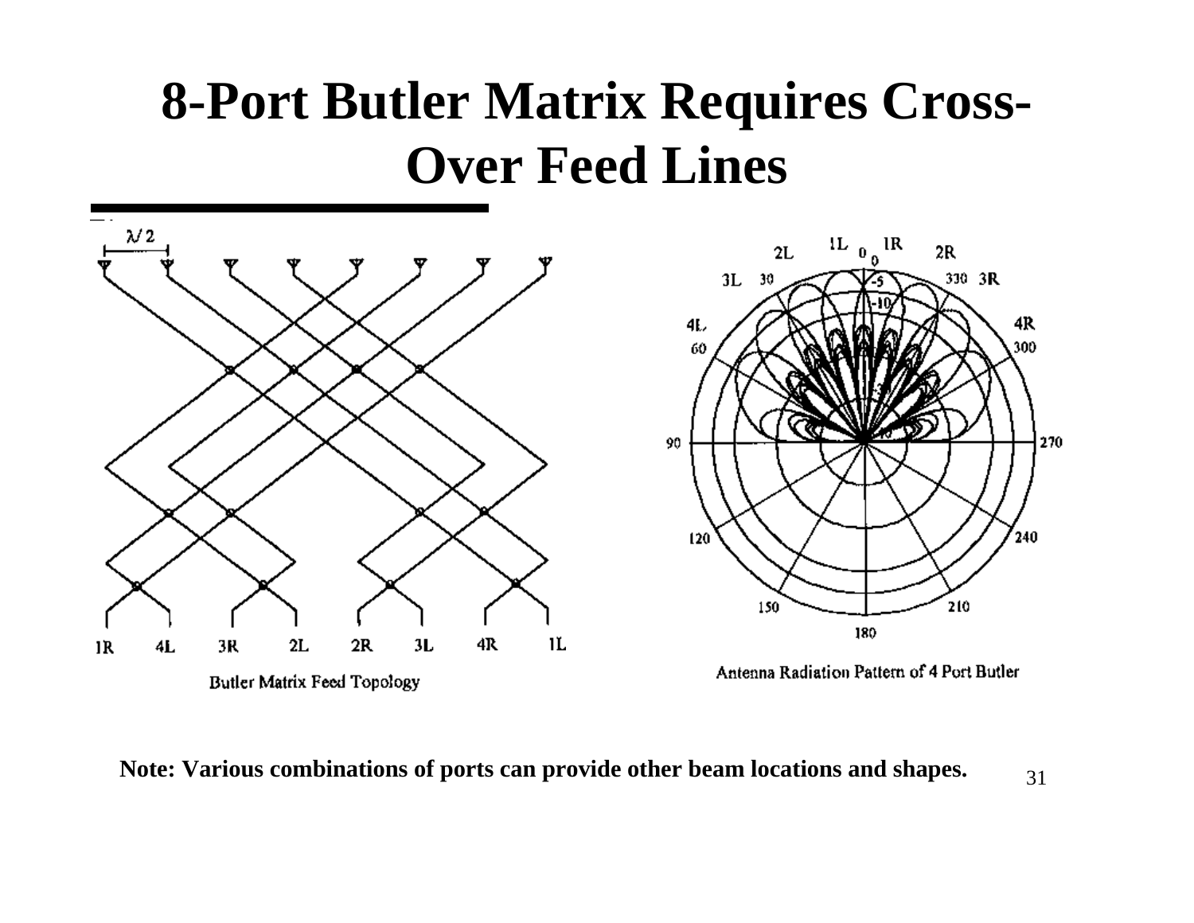# 8-Port Butler Matrix Requires Cross-Over Feed Lines

Butler Matrix Feed Topology

Antenna Radiation Pattern of 4 Port Butler

**Note: Various combinations of ports can provide other beam locations and shapes.**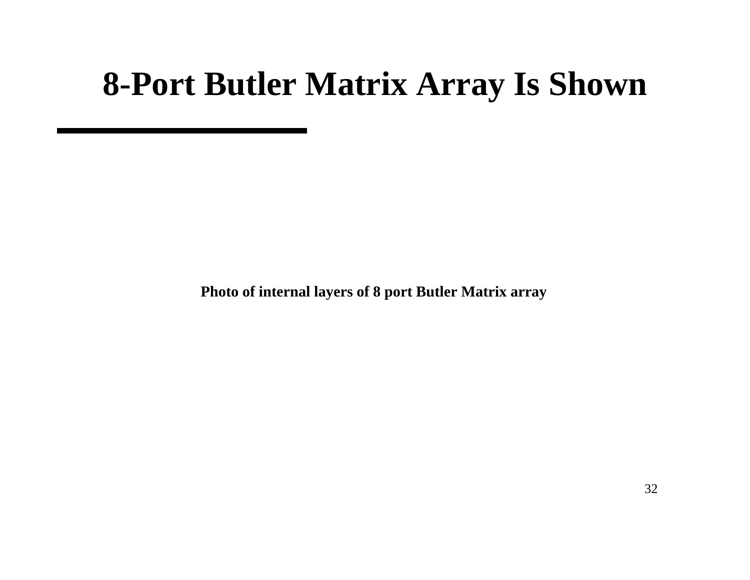# 8-Port Butler Matrix Array Is Shown

**Photo of internal layers of 8 port Butler Matrix array**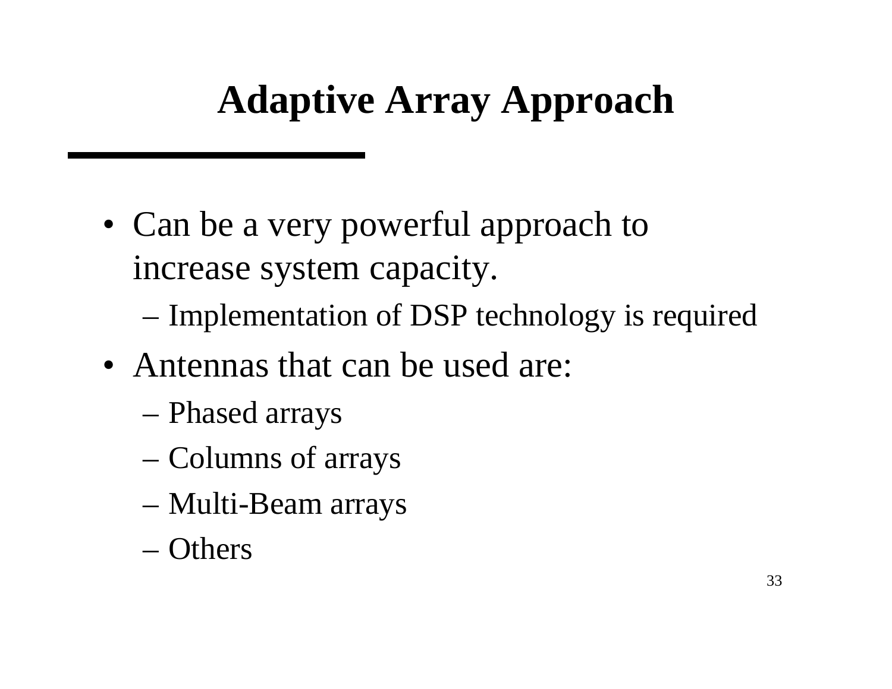# Adaptive Array Approach

- Can be a very powerful approach to increase system capacity.
  - Implementation of DSP technology is required
- Antennas that can be used are:
  - Phased arrays
  - Columns of arrays
  - Multi-Beam arrays
  - Others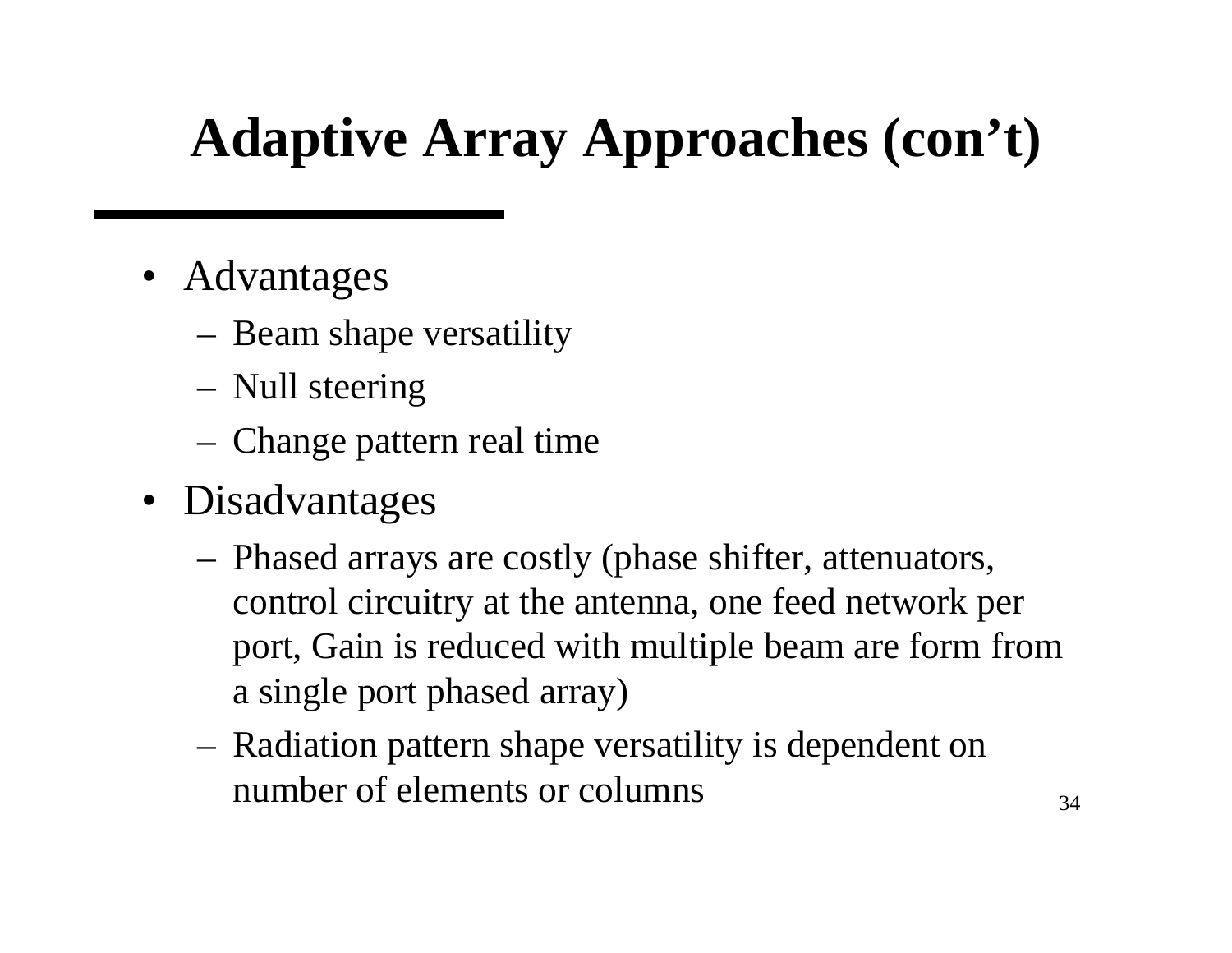# Adaptive Array Approaches (con’t)

- Advantages
  - Beam shape versatility
  - Null steering
  - Change pattern real time
- Disadvantages
  - Phased arrays are costly (phase shifter, attenuators, control circuitry at the antenna, one feed network per port, Gain is reduced with multiple beam are form from a single port phased array)
  - Radiation pattern shape versatility is dependent on number of elements or columns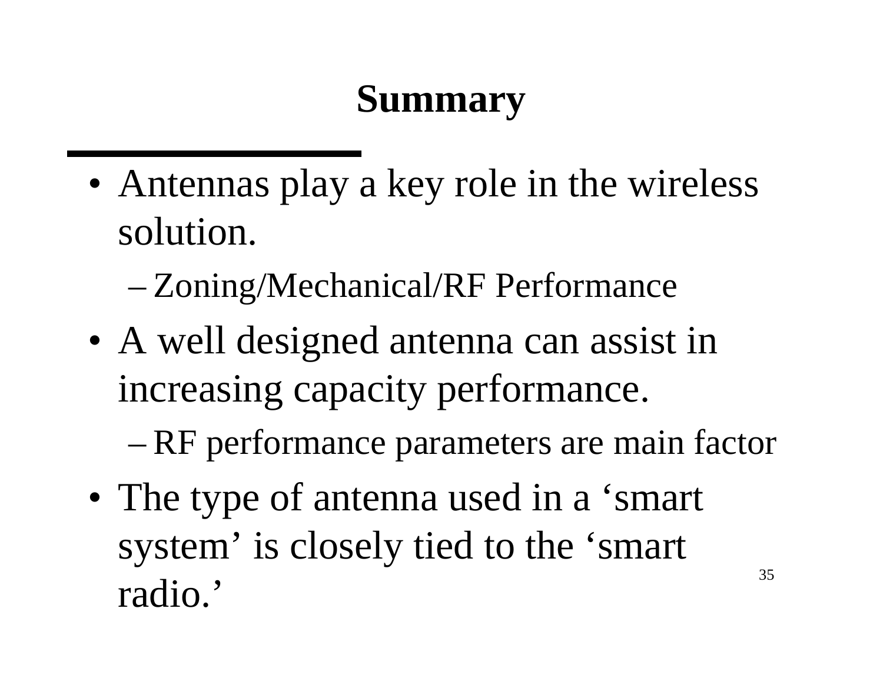# Summary

- Antennas play a key role in the wireless solution.
  - Zoning/Mechanical/RF Performance
- A well designed antenna can assist in increasing capacity performance.
  - RF performance parameters are main factor
- The type of antenna used in a ‘smart system’ is closely tied to the ‘smart radio.’